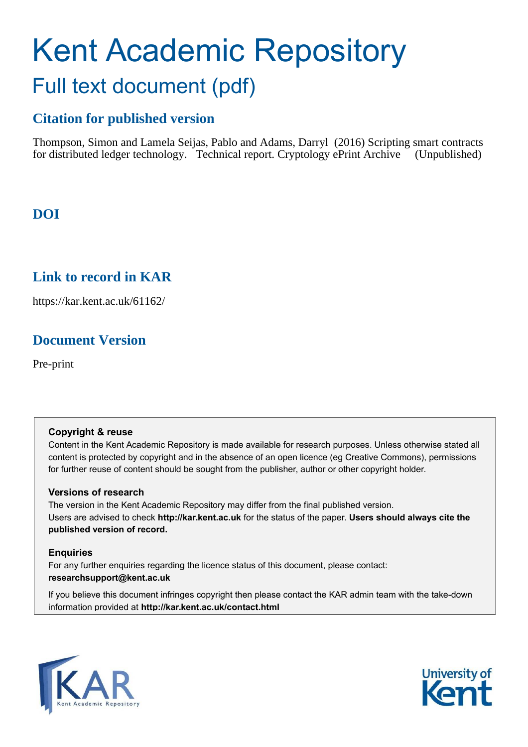# Kent Academic Repository

## Full text document (pdf)

### Citation for published version

Thompson, Simon and Lamela Seijas, Pablo and Adams, Darryl (2016) Scripting smart contracts for distributed ledger technology. Technical report. Cryptology ePrint Archive (Unpublished)

### DOI

### Link to record in KAR

https://kar.kent.ac.uk/61162/

### Document Version

Pre-print

**Copyright & reuse**

Content in the Kent Academic Repository is made available for research purposes. Unless otherwise stated all content is protected by copyright and in the absence of an open licence (eg Creative Commons), permissions for further reuse of content should be sought from the publisher, author or other copyright holder.

**Versions of research**

The version in the Kent Academic Repository may differ from the final published version. Users are advised to check **http://kar.kent.ac.uk** for the status of the paper. **Users should always cite the published version of record.**

**Enquiries**

For any further enquiries regarding the licence status of this document, please contact: **researchsupport@kent.ac.uk**

If you believe this document infringes copyright then please contact the KAR admin team with the take-down information provided at **http://kar.kent.ac.uk/contact.html**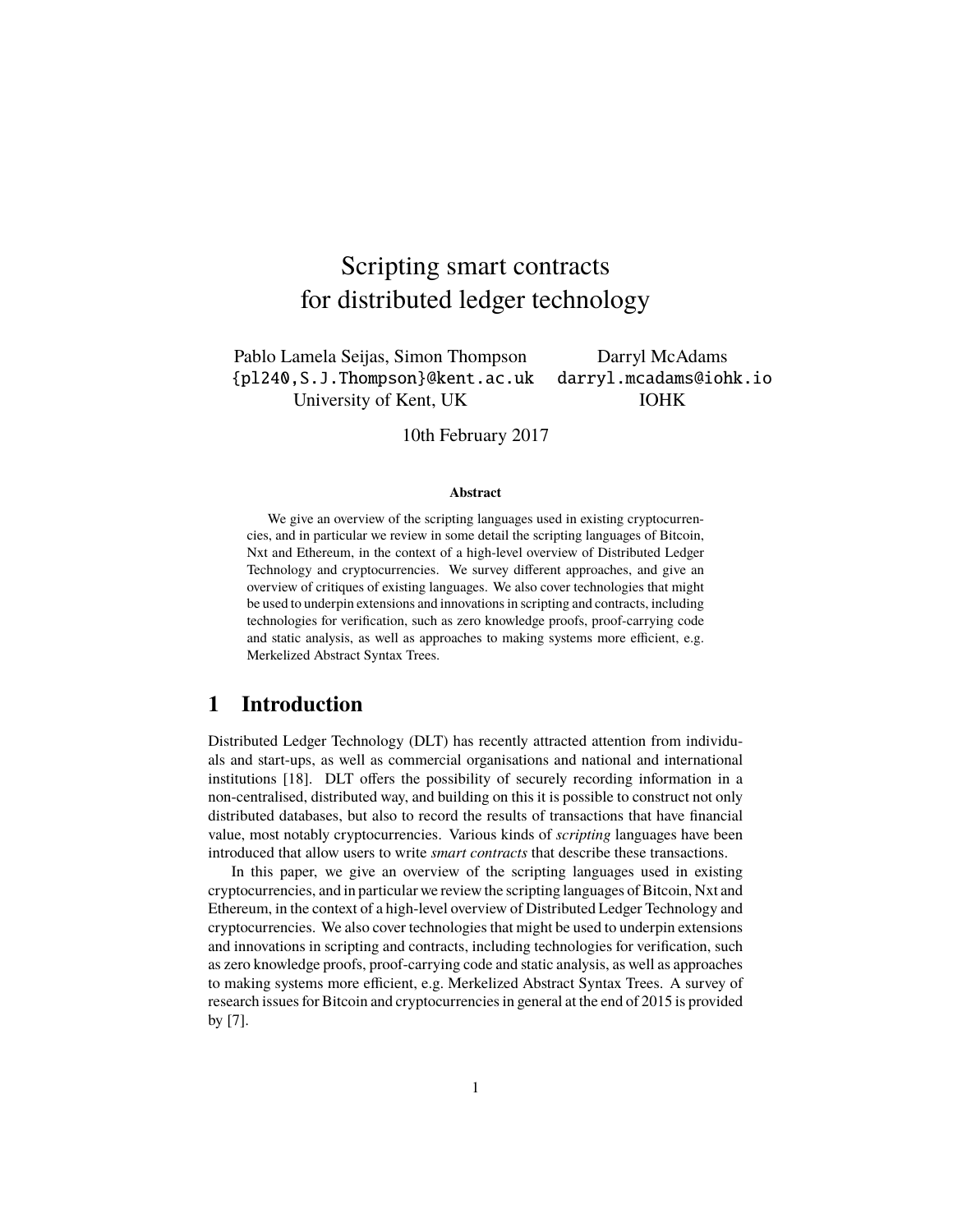# Scripting smart contracts for distributed ledger technology

Pablo Lamela Seijas, Simon Thompson
{pl240,S.J.Thompson}@kent.ac.uk
University of Kent, UK

Darryl McAdams
darryl.mcadams@iohk.io
IOHK

10th February 2017

**Abstract**

We give an overview of the scripting languages used in existing cryptocurrencies, and in particular we review in some detail the scripting languages of Bitcoin, Nxt and Ethereum, in the context of a high-level overview of Distributed Ledger Technology and cryptocurrencies. We survey different approaches, and give an overview of critiques of existing languages. We also cover technologies that might be used to underpin extensions and innovations in scripting and contracts, including technologies for verification, such as zero knowledge proofs, proof-carrying code and static analysis, as well as approaches to making systems more efficient, e.g. Merkelized Abstract Syntax Trees.

## 1 Introduction

Distributed Ledger Technology (DLT) has recently attracted attention from individuals and start-ups, as well as commercial organisations and national and international institutions [18]. DLT offers the possibility of securely recording information in a non-centralised, distributed way, and building on this it is possible to construct not only distributed databases, but also to record the results of transactions that have financial value, most notably cryptocurrencies. Various kinds of *scripting* languages have been introduced that allow users to write *smart contracts* that describe these transactions.

In this paper, we give an overview of the scripting languages used in existing cryptocurrencies, and in particular we review the scripting languages of Bitcoin, Nxt and Ethereum, in the context of a high-level overview of Distributed Ledger Technology and cryptocurrencies. We also cover technologies that might be used to underpin extensions and innovations in scripting and contracts, including technologies for verification, such as zero knowledge proofs, proof-carrying code and static analysis, as well as approaches to making systems more efficient, e.g. Merkelized Abstract Syntax Trees. A survey of research issues for Bitcoin and cryptocurrencies in general at the end of 2015 is provided by [7].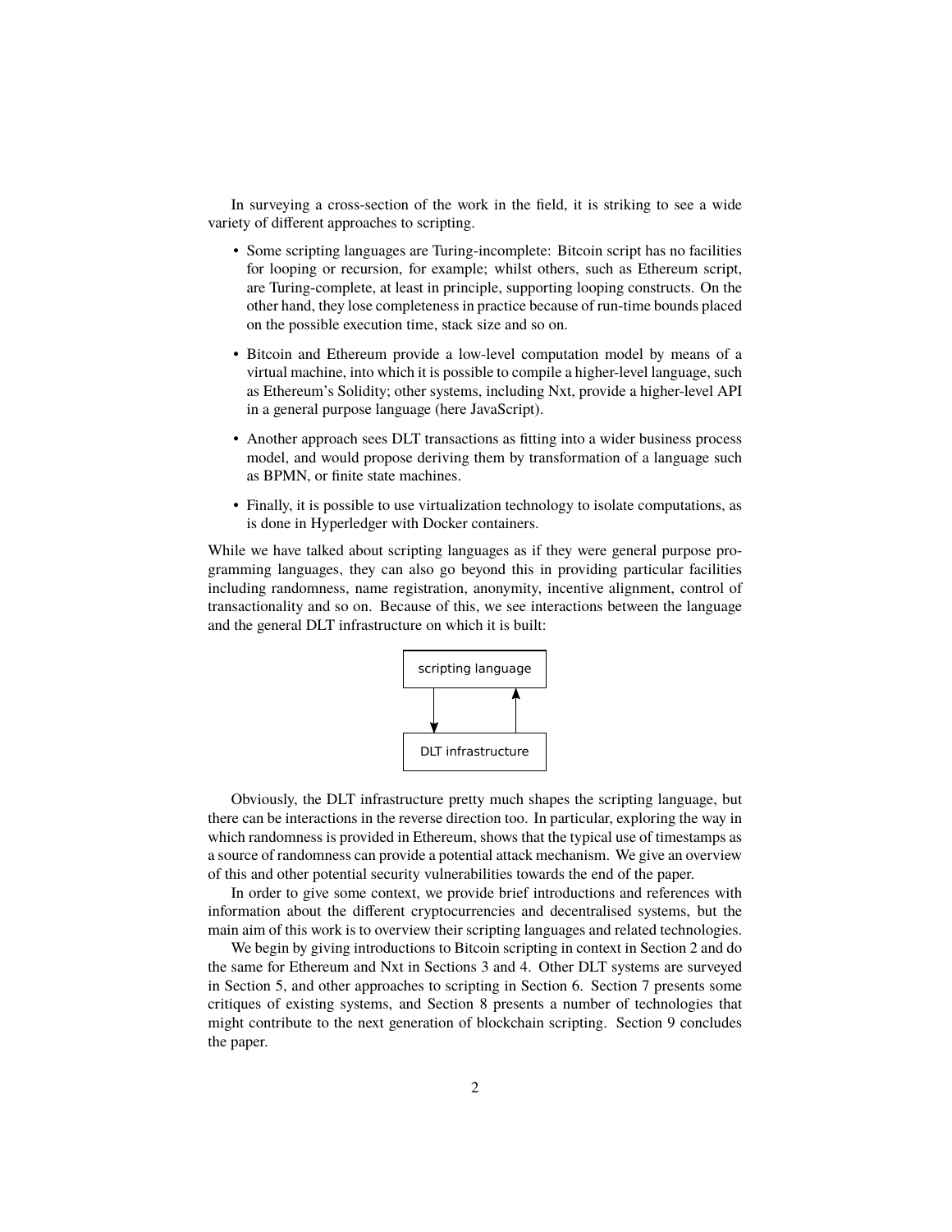In surveying a cross-section of the work in the field, it is striking to see a wide variety of different approaches to scripting.

- Some scripting languages are Turing-incomplete: Bitcoin script has no facilities for looping or recursion, for example; whilst others, such as Ethereum script, are Turing-complete, at least in principle, supporting looping constructs. On the other hand, they lose completeness in practice because of run-time bounds placed on the possible execution time, stack size and so on.
- Bitcoin and Ethereum provide a low-level computation model by means of a virtual machine, into which it is possible to compile a higher-level language, such as Ethereum's Solidity; other systems, including Nxt, provide a higher-level API in a general purpose language (here JavaScript).
- Another approach sees DLT transactions as fitting into a wider business process model, and would propose deriving them by transformation of a language such as BPMN, or finite state machines.
- Finally, it is possible to use virtualization technology to isolate computations, as is done in Hyperledger with Docker containers.

While we have talked about scripting languages as if they were general purpose programming languages, they can also go beyond this in providing particular facilities including randomness, name registration, anonymity, incentive alignment, control of transactionality and so on. Because of this, we see interactions between the language and the general DLT infrastructure on which it is built:

scripting language

DLT infrastructure

Obviously, the DLT infrastructure pretty much shapes the scripting language, but there can be interactions in the reverse direction too. In particular, exploring the way in which randomness is provided in Ethereum, shows that the typical use of timestamps as a source of randomness can provide a potential attack mechanism. We give an overview of this and other potential security vulnerabilities towards the end of the paper.

In order to give some context, we provide brief introductions and references with information about the different cryptocurrencies and decentralised systems, but the main aim of this work is to overview their scripting languages and related technologies.

We begin by giving introductions to Bitcoin scripting in context in Section 2 and do the same for Ethereum and Nxt in Sections 3 and 4. Other DLT systems are surveyed in Section 5, and other approaches to scripting in Section 6. Section 7 presents some critiques of existing systems, and Section 8 presents a number of technologies that might contribute to the next generation of blockchain scripting. Section 9 concludes the paper.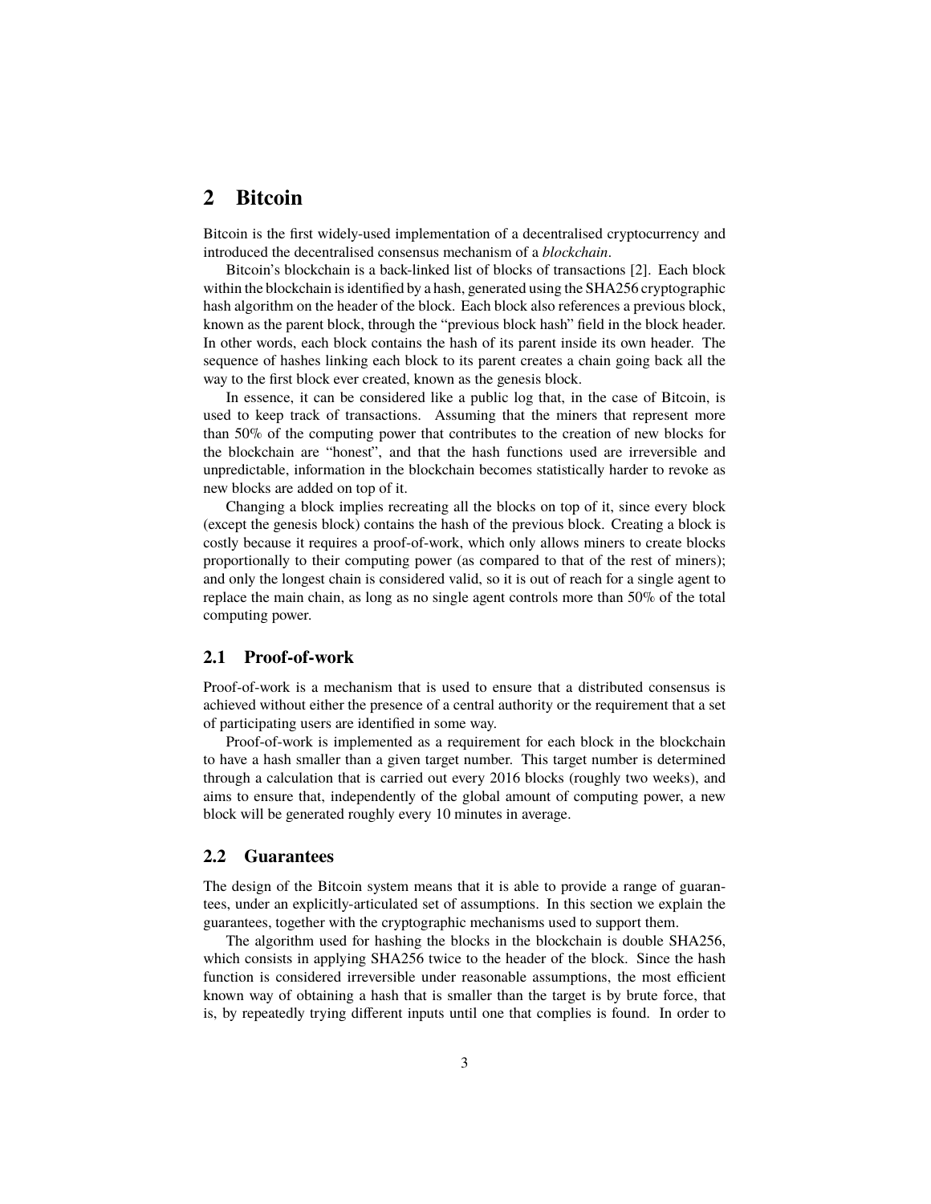# 2 Bitcoin

Bitcoin is the first widely-used implementation of a decentralised cryptocurrency and introduced the decentralised consensus mechanism of a *blockchain*.

Bitcoin's blockchain is a back-linked list of blocks of transactions [2]. Each block within the blockchain is identified by a hash, generated using the SHA256 cryptographic hash algorithm on the header of the block. Each block also references a previous block, known as the parent block, through the "previous block hash" field in the block header. In other words, each block contains the hash of its parent inside its own header. The sequence of hashes linking each block to its parent creates a chain going back all the way to the first block ever created, known as the genesis block.

In essence, it can be considered like a public log that, in the case of Bitcoin, is used to keep track of transactions. Assuming that the miners that represent more than 50% of the computing power that contributes to the creation of new blocks for the blockchain are "honest", and that the hash functions used are irreversible and unpredictable, information in the blockchain becomes statistically harder to revoke as new blocks are added on top of it.

Changing a block implies recreating all the blocks on top of it, since every block (except the genesis block) contains the hash of the previous block. Creating a block is costly because it requires a proof-of-work, which only allows miners to create blocks proportionally to their computing power (as compared to that of the rest of miners); and only the longest chain is considered valid, so it is out of reach for a single agent to replace the main chain, as long as no single agent controls more than 50% of the total computing power.

## 2.1 Proof-of-work

Proof-of-work is a mechanism that is used to ensure that a distributed consensus is achieved without either the presence of a central authority or the requirement that a set of participating users are identified in some way.

Proof-of-work is implemented as a requirement for each block in the blockchain to have a hash smaller than a given target number. This target number is determined through a calculation that is carried out every 2016 blocks (roughly two weeks), and aims to ensure that, independently of the global amount of computing power, a new block will be generated roughly every 10 minutes in average.

## 2.2 Guarantees

The design of the Bitcoin system means that it is able to provide a range of guarantees, under an explicitly-articulated set of assumptions. In this section we explain the guarantees, together with the cryptographic mechanisms used to support them.

The algorithm used for hashing the blocks in the blockchain is double SHA256, which consists in applying SHA256 twice to the header of the block. Since the hash function is considered irreversible under reasonable assumptions, the most efficient known way of obtaining a hash that is smaller than the target is by brute force, that is, by repeatedly trying different inputs until one that complies is found. In order to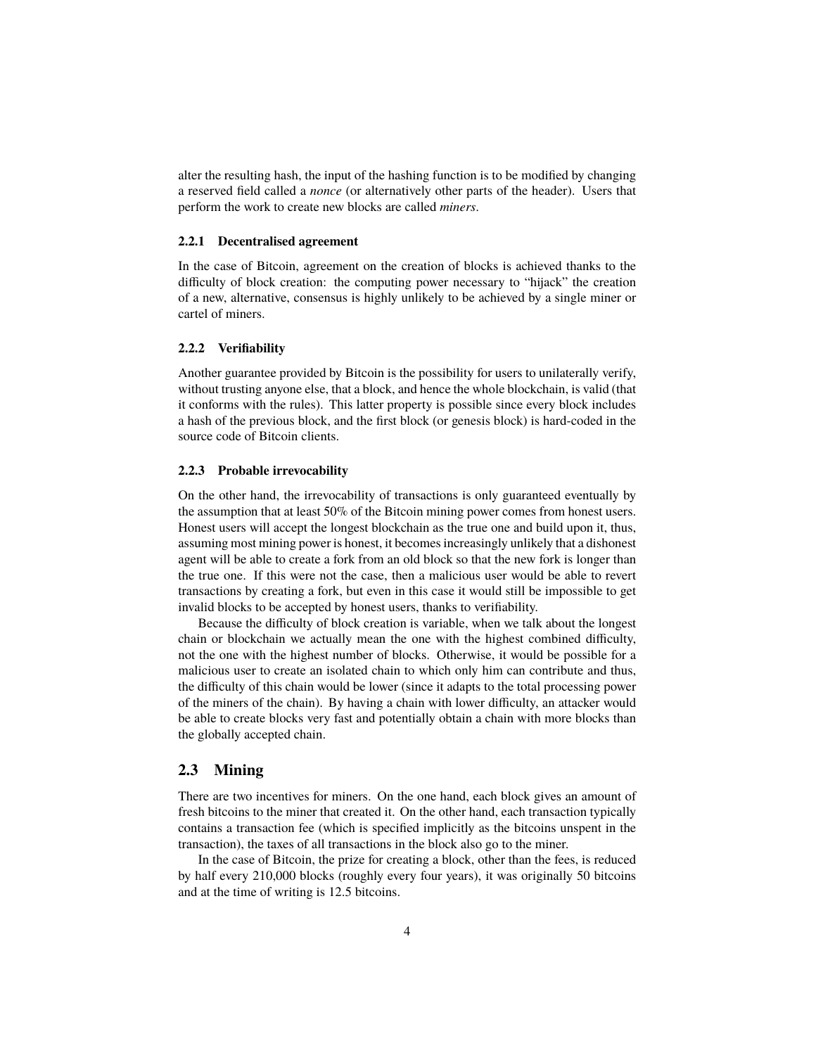alter the resulting hash, the input of the hashing function is to be modified by changing a reserved field called a *nonce* (or alternatively other parts of the header). Users that perform the work to create new blocks are called *miners*.

### 2.2.1 Decentralised agreement

In the case of Bitcoin, agreement on the creation of blocks is achieved thanks to the difficulty of block creation: the computing power necessary to "hijack" the creation of a new, alternative, consensus is highly unlikely to be achieved by a single miner or cartel of miners.

### 2.2.2 Verifiability

Another guarantee provided by Bitcoin is the possibility for users to unilaterally verify, without trusting anyone else, that a block, and hence the whole blockchain, is valid (that it conforms with the rules). This latter property is possible since every block includes a hash of the previous block, and the first block (or genesis block) is hard-coded in the source code of Bitcoin clients.

### 2.2.3 Probable irrevocability

On the other hand, the irrevocability of transactions is only guaranteed eventually by the assumption that at least 50% of the Bitcoin mining power comes from honest users. Honest users will accept the longest blockchain as the true one and build upon it, thus, assuming most mining power is honest, it becomes increasingly unlikely that a dishonest agent will be able to create a fork from an old block so that the new fork is longer than the true one. If this were not the case, then a malicious user would be able to revert transactions by creating a fork, but even in this case it would still be impossible to get invalid blocks to be accepted by honest users, thanks to verifiability.

Because the difficulty of block creation is variable, when we talk about the longest chain or blockchain we actually mean the one with the highest combined difficulty, not the one with the highest number of blocks. Otherwise, it would be possible for a malicious user to create an isolated chain to which only him can contribute and thus, the difficulty of this chain would be lower (since it adapts to the total processing power of the miners of the chain). By having a chain with lower difficulty, an attacker would be able to create blocks very fast and potentially obtain a chain with more blocks than the globally accepted chain.

## 2.3 Mining

There are two incentives for miners. On the one hand, each block gives an amount of fresh bitcoins to the miner that created it. On the other hand, each transaction typically contains a transaction fee (which is specified implicitly as the bitcoins unspent in the transaction), the taxes of all transactions in the block also go to the miner.

In the case of Bitcoin, the prize for creating a block, other than the fees, is reduced by half every 210,000 blocks (roughly every four years), it was originally 50 bitcoins and at the time of writing is 12.5 bitcoins.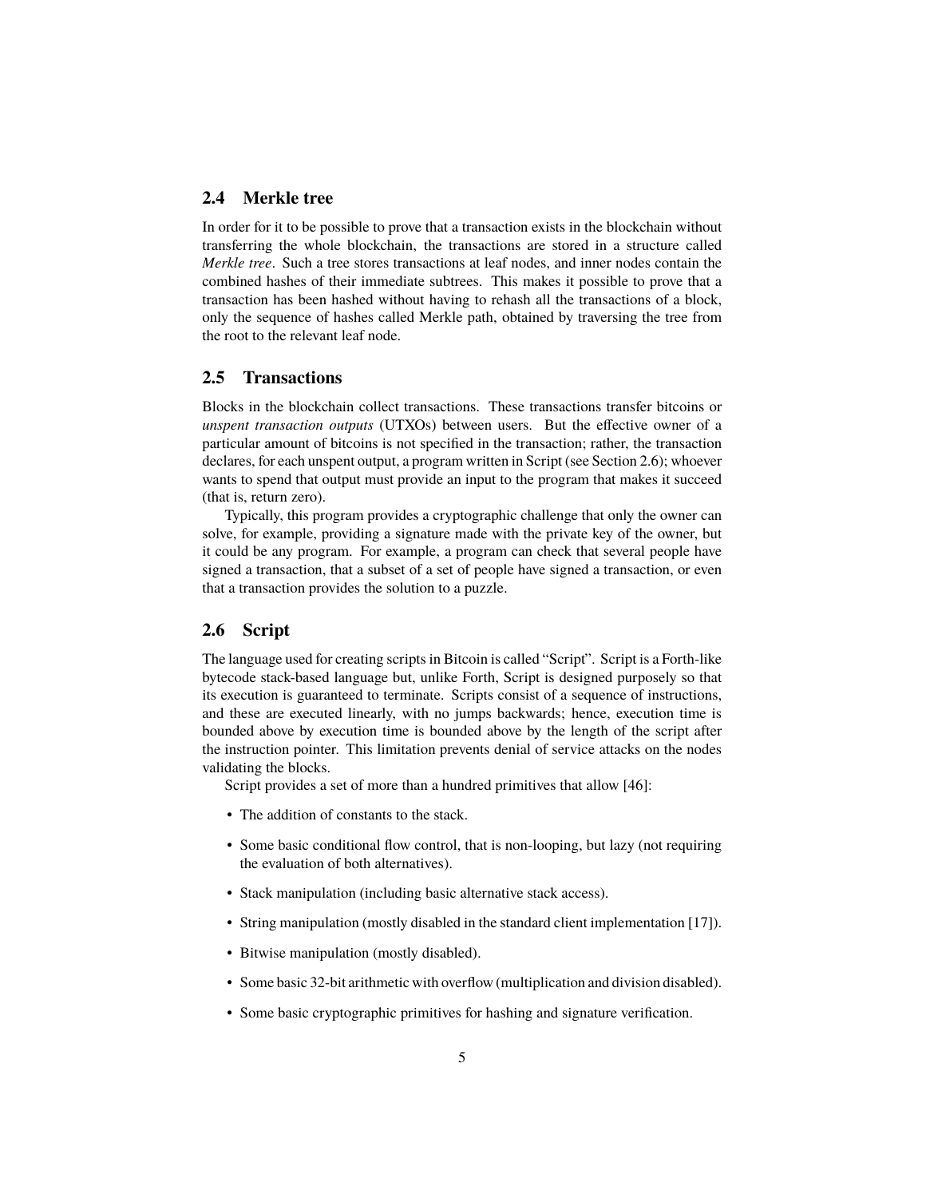## 2.4 Merkle tree

In order for it to be possible to prove that a transaction exists in the blockchain without transferring the whole blockchain, the transactions are stored in a structure called *Merkle tree*. Such a tree stores transactions at leaf nodes, and inner nodes contain the combined hashes of their immediate subtrees. This makes it possible to prove that a transaction has been hashed without having to rehash all the transactions of a block, only the sequence of hashes called Merkle path, obtained by traversing the tree from the root to the relevant leaf node.

## 2.5 Transactions

Blocks in the blockchain collect transactions. These transactions transfer bitcoins or *unspent transaction outputs* (UTXOs) between users. But the effective owner of a particular amount of bitcoins is not specified in the transaction; rather, the transaction declares, for each unspent output, a program written in Script (see Section 2.6); whoever wants to spend that output must provide an input to the program that makes it succeed (that is, return zero).

Typically, this program provides a cryptographic challenge that only the owner can solve, for example, providing a signature made with the private key of the owner, but it could be any program. For example, a program can check that several people have signed a transaction, that a subset of a set of people have signed a transaction, or even that a transaction provides the solution to a puzzle.

## 2.6 Script

The language used for creating scripts in Bitcoin is called "Script". Script is a Forth-like bytecode stack-based language but, unlike Forth, Script is designed purposely so that its execution is guaranteed to terminate. Scripts consist of a sequence of instructions, and these are executed linearly, with no jumps backwards; hence, execution time is bounded above by execution time is bounded above by the length of the script after the instruction pointer. This limitation prevents denial of service attacks on the nodes validating the blocks.

Script provides a set of more than a hundred primitives that allow [46]:

- The addition of constants to the stack.
- Some basic conditional flow control, that is non-looping, but lazy (not requiring the evaluation of both alternatives).
- Stack manipulation (including basic alternative stack access).
- String manipulation (mostly disabled in the standard client implementation [17]).
- Bitwise manipulation (mostly disabled).
- Some basic 32-bit arithmetic with overflow (multiplication and division disabled).
- Some basic cryptographic primitives for hashing and signature verification.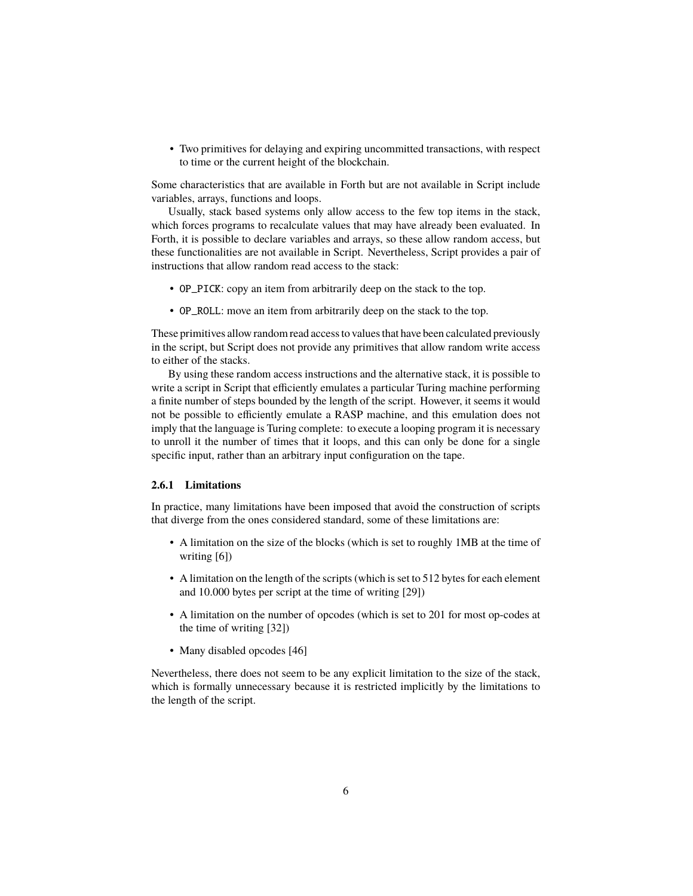- Two primitives for delaying and expiring uncommitted transactions, with respect to time or the current height of the blockchain.

Some characteristics that are available in Forth but are not available in Script include variables, arrays, functions and loops.

Usually, stack based systems only allow access to the few top items in the stack, which forces programs to recalculate values that may have already been evaluated. In Forth, it is possible to declare variables and arrays, so these allow random access, but these functionalities are not available in Script. Nevertheless, Script provides a pair of instructions that allow random read access to the stack:

- `OP_PICK`: copy an item from arbitrarily deep on the stack to the top.
- `OP_ROLL`: move an item from arbitrarily deep on the stack to the top.

These primitives allow random read access to values that have been calculated previously in the script, but Script does not provide any primitives that allow random write access to either of the stacks.

By using these random access instructions and the alternative stack, it is possible to write a script in Script that efficiently emulates a particular Turing machine performing a finite number of steps bounded by the length of the script. However, it seems it would not be possible to efficiently emulate a RASP machine, and this emulation does not imply that the language is Turing complete: to execute a looping program it is necessary to unroll it the number of times that it loops, and this can only be done for a single specific input, rather than an arbitrary input configuration on the tape.

### 2.6.1 Limitations

In practice, many limitations have been imposed that avoid the construction of scripts that diverge from the ones considered standard, some of these limitations are:

- A limitation on the size of the blocks (which is set to roughly 1MB at the time of writing [6])
- A limitation on the length of the scripts (which is set to 512 bytes for each element and 10.000 bytes per script at the time of writing [29])
- A limitation on the number of opcodes (which is set to 201 for most op-codes at the time of writing [32])
- Many disabled opcodes [46]

Nevertheless, there does not seem to be any explicit limitation to the size of the stack, which is formally unnecessary because it is restricted implicitly by the limitations to the length of the script.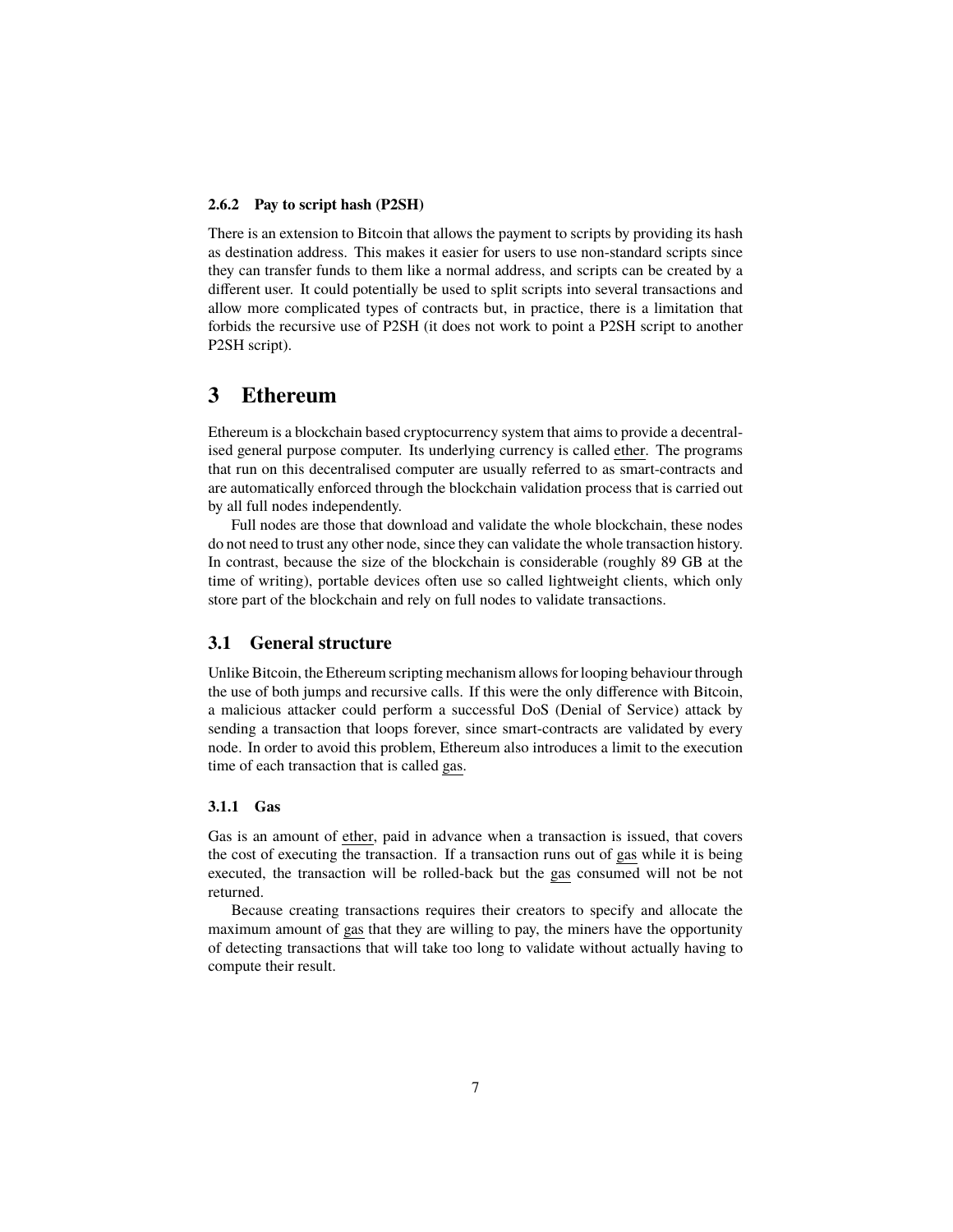#### 2.6.2 Pay to script hash (P2SH)

There is an extension to Bitcoin that allows the payment to scripts by providing its hash as destination address. This makes it easier for users to use non-standard scripts since they can transfer funds to them like a normal address, and scripts can be created by a different user. It could potentially be used to split scripts into several transactions and allow more complicated types of contracts but, in practice, there is a limitation that forbids the recursive use of P2SH (it does not work to point a P2SH script to another P2SH script).

## 3 Ethereum

Ethereum is a blockchain based cryptocurrency system that aims to provide a decentralised general purpose computer. Its underlying currency is called ether. The programs that run on this decentralised computer are usually referred to as smart-contracts and are automatically enforced through the blockchain validation process that is carried out by all full nodes independently.

Full nodes are those that download and validate the whole blockchain, these nodes do not need to trust any other node, since they can validate the whole transaction history. In contrast, because the size of the blockchain is considerable (roughly 89 GB at the time of writing), portable devices often use so called lightweight clients, which only store part of the blockchain and rely on full nodes to validate transactions.

### 3.1 General structure

Unlike Bitcoin, the Ethereum scripting mechanism allows for looping behaviour through the use of both jumps and recursive calls. If this were the only difference with Bitcoin, a malicious attacker could perform a successful DoS (Denial of Service) attack by sending a transaction that loops forever, since smart-contracts are validated by every node. In order to avoid this problem, Ethereum also introduces a limit to the execution time of each transaction that is called gas.

#### 3.1.1 Gas

Gas is an amount of ether, paid in advance when a transaction is issued, that covers the cost of executing the transaction. If a transaction runs out of gas while it is being executed, the transaction will be rolled-back but the gas consumed will not be not returned.

Because creating transactions requires their creators to specify and allocate the maximum amount of gas that they are willing to pay, the miners have the opportunity of detecting transactions that will take too long to validate without actually having to compute their result.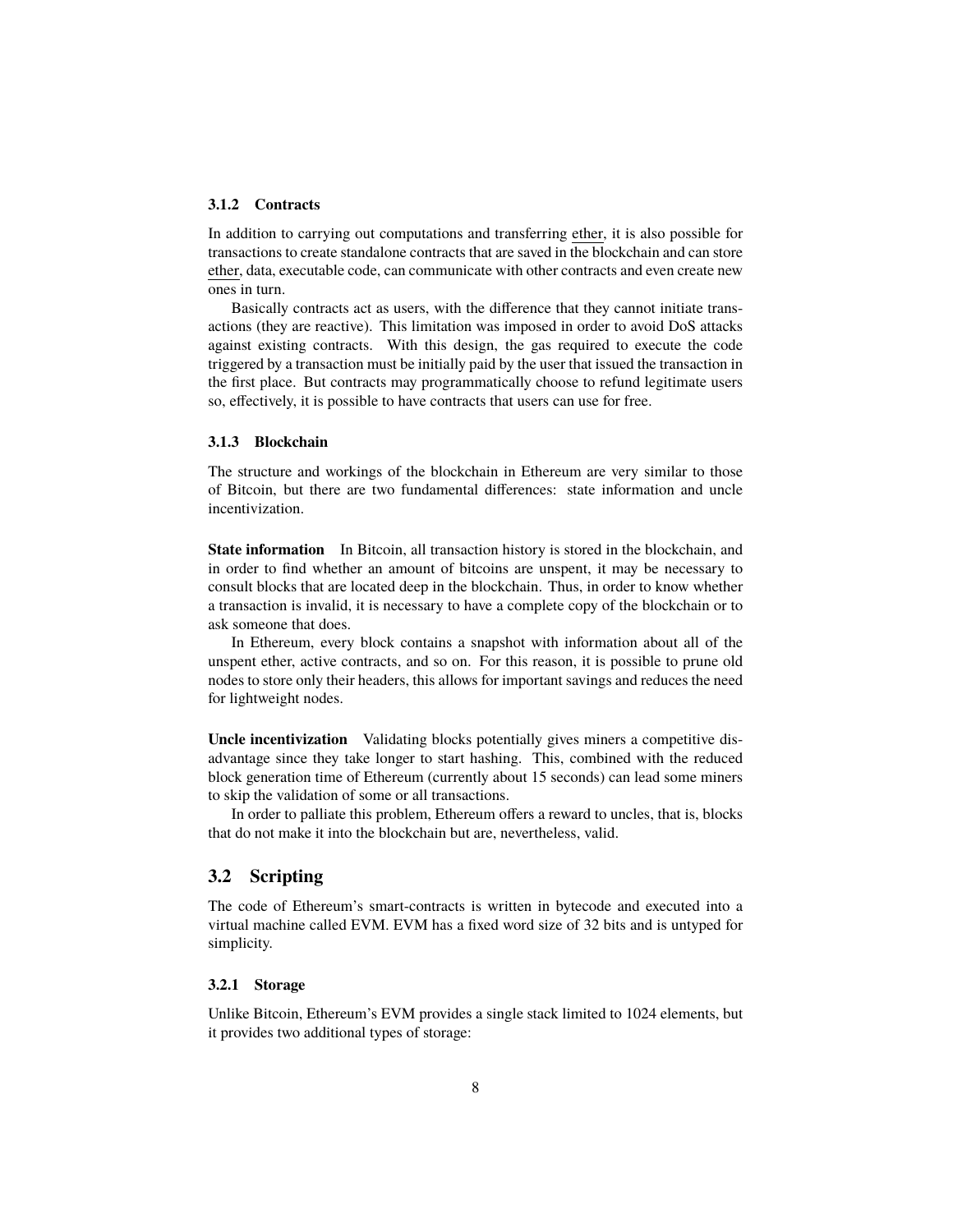#### 3.1.2 Contracts

In addition to carrying out computations and transferring ether, it is also possible for transactions to create standalone contracts that are saved in the blockchain and can store ether, data, executable code, can communicate with other contracts and even create new ones in turn.

Basically contracts act as users, with the difference that they cannot initiate transactions (they are reactive). This limitation was imposed in order to avoid DoS attacks against existing contracts. With this design, the gas required to execute the code triggered by a transaction must be initially paid by the user that issued the transaction in the first place. But contracts may programmatically choose to refund legitimate users so, effectively, it is possible to have contracts that users can use for free.

#### 3.1.3 Blockchain

The structure and workings of the blockchain in Ethereum are very similar to those of Bitcoin, but there are two fundamental differences: state information and uncle incentivization.

**State information** In Bitcoin, all transaction history is stored in the blockchain, and in order to find whether an amount of bitcoins are unspent, it may be necessary to consult blocks that are located deep in the blockchain. Thus, in order to know whether a transaction is invalid, it is necessary to have a complete copy of the blockchain or to ask someone that does.

In Ethereum, every block contains a snapshot with information about all of the unspent ether, active contracts, and so on. For this reason, it is possible to prune old nodes to store only their headers, this allows for important savings and reduces the need for lightweight nodes.

**Uncle incentivization** Validating blocks potentially gives miners a competitive disadvantage since they take longer to start hashing. This, combined with the reduced block generation time of Ethereum (currently about 15 seconds) can lead some miners to skip the validation of some or all transactions.

In order to palliate this problem, Ethereum offers a reward to uncles, that is, blocks that do not make it into the blockchain but are, nevertheless, valid.

### 3.2 Scripting

The code of Ethereum's smart-contracts is written in bytecode and executed into a virtual machine called EVM. EVM has a fixed word size of 32 bits and is untyped for simplicity.

#### 3.2.1 Storage

Unlike Bitcoin, Ethereum's EVM provides a single stack limited to 1024 elements, but it provides two additional types of storage: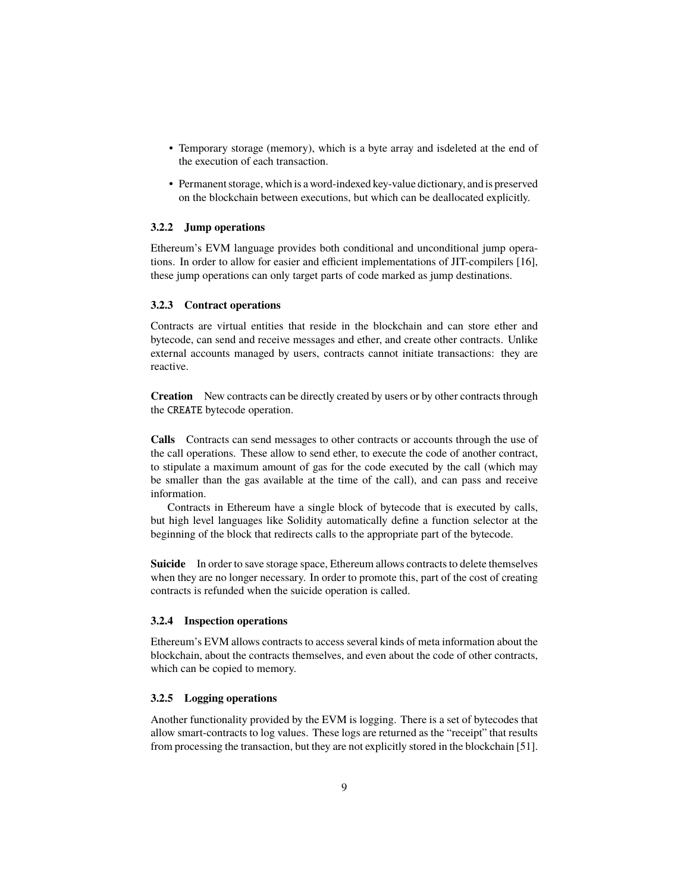- Temporary storage (memory), which is a byte array and isdeleted at the end of the execution of each transaction.
- Permanent storage, which is a word-indexed key-value dictionary, and is preserved on the blockchain between executions, but which can be deallocated explicitly.

### 3.2.2 Jump operations

Ethereum's EVM language provides both conditional and unconditional jump operations. In order to allow for easier and efficient implementations of JIT-compilers [16], these jump operations can only target parts of code marked as jump destinations.

### 3.2.3 Contract operations

Contracts are virtual entities that reside in the blockchain and can store ether and bytecode, can send and receive messages and ether, and create other contracts. Unlike external accounts managed by users, contracts cannot initiate transactions: they are reactive.

**Creation** New contracts can be directly created by users or by other contracts through the `CREATE` bytecode operation.

**Calls** Contracts can send messages to other contracts or accounts through the use of the call operations. These allow to send ether, to execute the code of another contract, to stipulate a maximum amount of gas for the code executed by the call (which may be smaller than the gas available at the time of the call), and can pass and receive information.

Contracts in Ethereum have a single block of bytecode that is executed by calls, but high level languages like Solidity automatically define a function selector at the beginning of the block that redirects calls to the appropriate part of the bytecode.

**Suicide** In order to save storage space, Ethereum allows contracts to delete themselves when they are no longer necessary. In order to promote this, part of the cost of creating contracts is refunded when the suicide operation is called.

### 3.2.4 Inspection operations

Ethereum's EVM allows contracts to access several kinds of meta information about the blockchain, about the contracts themselves, and even about the code of other contracts, which can be copied to memory.

### 3.2.5 Logging operations

Another functionality provided by the EVM is logging. There is a set of bytecodes that allow smart-contracts to log values. These logs are returned as the "receipt" that results from processing the transaction, but they are not explicitly stored in the blockchain [51].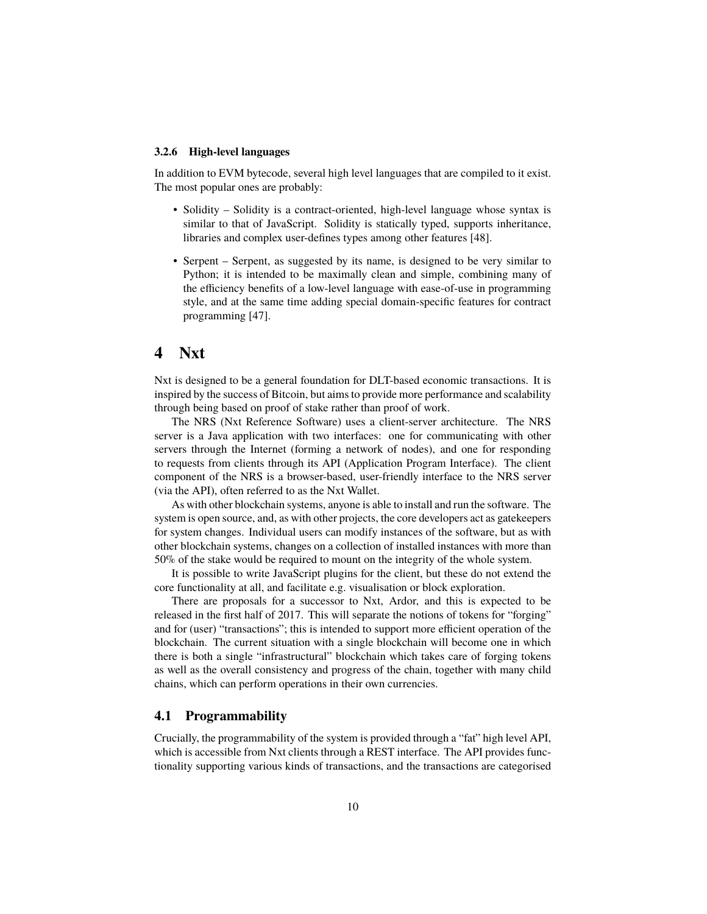#### 3.2.6 High-level languages

In addition to EVM bytecode, several high level languages that are compiled to it exist. The most popular ones are probably:

- Solidity – Solidity is a contract-oriented, high-level language whose syntax is similar to that of JavaScript. Solidity is statically typed, supports inheritance, libraries and complex user-defines types among other features [48].
- Serpent – Serpent, as suggested by its name, is designed to be very similar to Python; it is intended to be maximally clean and simple, combining many of the efficiency benefits of a low-level language with ease-of-use in programming style, and at the same time adding special domain-specific features for contract programming [47].

# 4 Nxt

Nxt is designed to be a general foundation for DLT-based economic transactions. It is inspired by the success of Bitcoin, but aims to provide more performance and scalability through being based on proof of stake rather than proof of work.

The NRS (Nxt Reference Software) uses a client-server architecture. The NRS server is a Java application with two interfaces: one for communicating with other servers through the Internet (forming a network of nodes), and one for responding to requests from clients through its API (Application Program Interface). The client component of the NRS is a browser-based, user-friendly interface to the NRS server (via the API), often referred to as the Nxt Wallet.

As with other blockchain systems, anyone is able to install and run the software. The system is open source, and, as with other projects, the core developers act as gatekeepers for system changes. Individual users can modify instances of the software, but as with other blockchain systems, changes on a collection of installed instances with more than 50% of the stake would be required to mount on the integrity of the whole system.

It is possible to write JavaScript plugins for the client, but these do not extend the core functionality at all, and facilitate e.g. visualisation or block exploration.

There are proposals for a successor to Nxt, Ardor, and this is expected to be released in the first half of 2017. This will separate the notions of tokens for "forging" and for (user) "transactions"; this is intended to support more efficient operation of the blockchain. The current situation with a single blockchain will become one in which there is both a single "infrastructural" blockchain which takes care of forging tokens as well as the overall consistency and progress of the chain, together with many child chains, which can perform operations in their own currencies.

## 4.1 Programmability

Crucially, the programmability of the system is provided through a "fat" high level API, which is accessible from Nxt clients through a REST interface. The API provides functionality supporting various kinds of transactions, and the transactions are categorised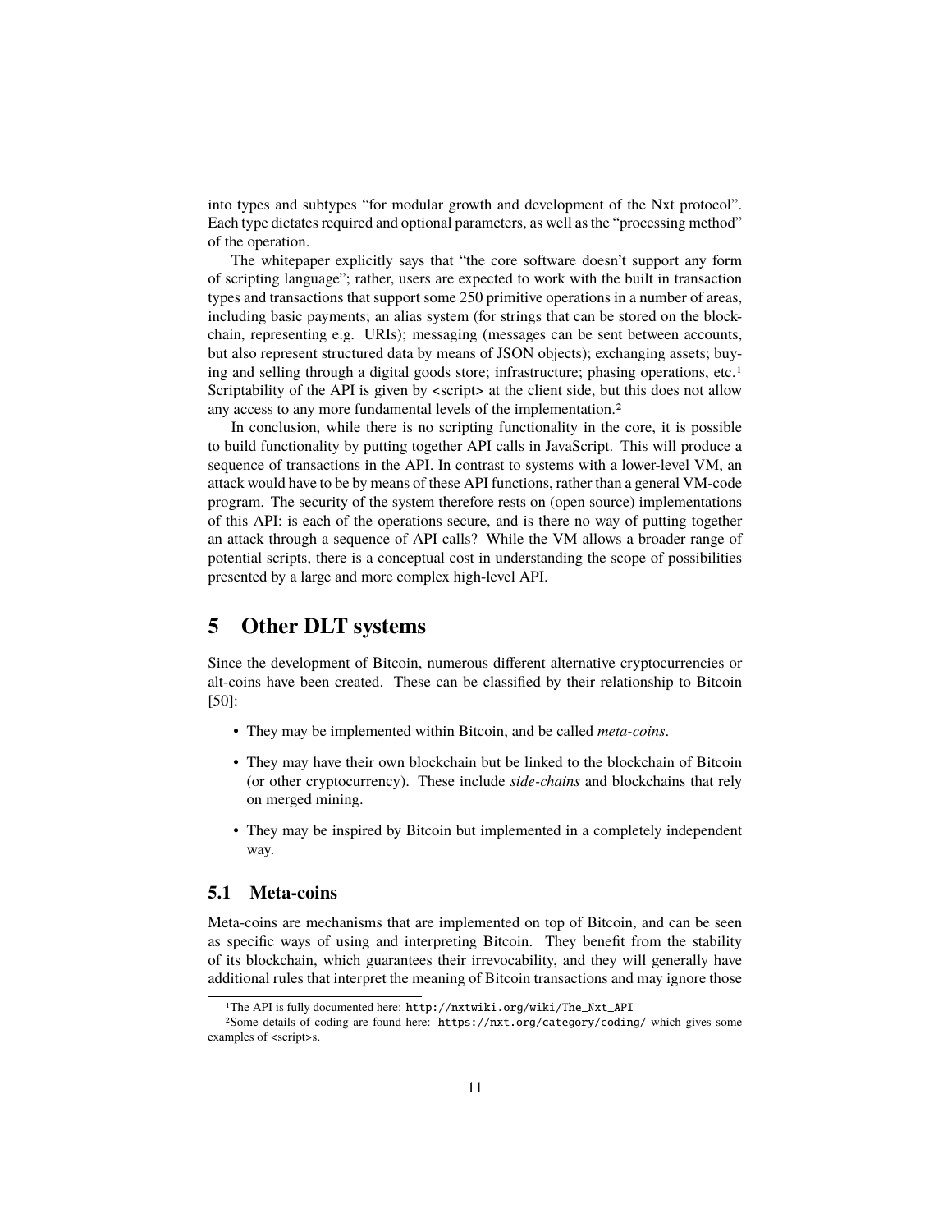into types and subtypes "for modular growth and development of the Nxt protocol". Each type dictates required and optional parameters, as well as the "processing method" of the operation.

The whitepaper explicitly says that "the core software doesn't support any form of scripting language"; rather, users are expected to work with the built in transaction types and transactions that support some 250 primitive operations in a number of areas, including basic payments; an alias system (for strings that can be stored on the blockchain, representing e.g. URIs); messaging (messages can be sent between accounts, but also represent structured data by means of JSON objects); exchanging assets; buying and selling through a digital goods store; infrastructure; phasing operations, etc.[1] Scriptability of the API is given by <script> at the client side, but this does not allow any access to any more fundamental levels of the implementation.[2]

In conclusion, while there is no scripting functionality in the core, it is possible to build functionality by putting together API calls in JavaScript. This will produce a sequence of transactions in the API. In contrast to systems with a lower-level VM, an attack would have to be by means of these API functions, rather than a general VM-code program. The security of the system therefore rests on (open source) implementations of this API: is each of the operations secure, and is there no way of putting together an attack through a sequence of API calls? While the VM allows a broader range of potential scripts, there is a conceptual cost in understanding the scope of possibilities presented by a large and more complex high-level API.

# 5 Other DLT systems

Since the development of Bitcoin, numerous different alternative cryptocurrencies or alt-coins have been created. These can be classified by their relationship to Bitcoin [50]:

- They may be implemented within Bitcoin, and be called *meta-coins*.
- They may have their own blockchain but be linked to the blockchain of Bitcoin (or other cryptocurrency). These include *side-chains* and blockchains that rely on merged mining.
- They may be inspired by Bitcoin but implemented in a completely independent way.

## 5.1 Meta-coins

Meta-coins are mechanisms that are implemented on top of Bitcoin, and can be seen as specific ways of using and interpreting Bitcoin. They benefit from the stability of its blockchain, which guarantees their irrevocability, and they will generally have additional rules that interpret the meaning of Bitcoin transactions and may ignore those

---

[1] The API is fully documented here: `http://nxtwiki.org/wiki/The_Nxt_API`

[2] Some details of coding are found here: `https://nxt.org/category/coding/` which gives some examples of <script>s.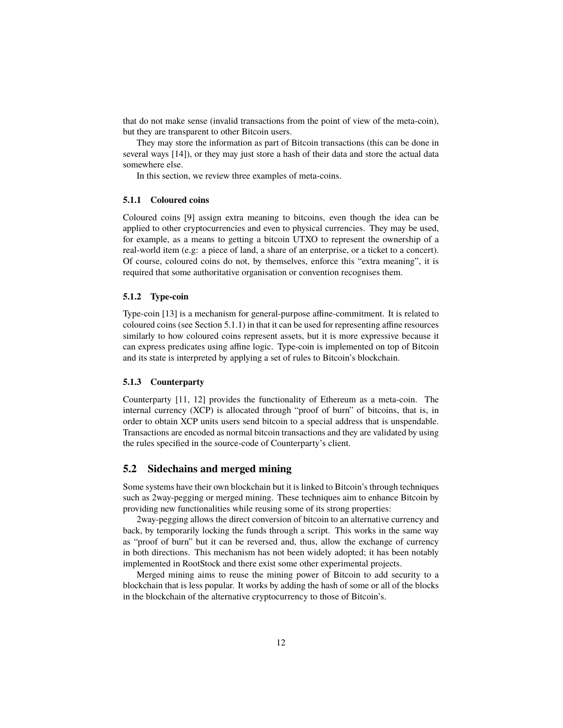that do not make sense (invalid transactions from the point of view of the meta-coin), but they are transparent to other Bitcoin users.

They may store the information as part of Bitcoin transactions (this can be done in several ways [14]), or they may just store a hash of their data and store the actual data somewhere else.

In this section, we review three examples of meta-coins.

#### 5.1.1 Coloured coins

Coloured coins [9] assign extra meaning to bitcoins, even though the idea can be applied to other cryptocurrencies and even to physical currencies. They may be used, for example, as a means to getting a bitcoin UTXO to represent the ownership of a real-world item (e.g: a piece of land, a share of an enterprise, or a ticket to a concert). Of course, coloured coins do not, by themselves, enforce this "extra meaning", it is required that some authoritative organisation or convention recognises them.

#### 5.1.2 Type-coin

Type-coin [13] is a mechanism for general-purpose affine-commitment. It is related to coloured coins (see Section 5.1.1) in that it can be used for representing affine resources similarly to how coloured coins represent assets, but it is more expressive because it can express predicates using affine logic. Type-coin is implemented on top of Bitcoin and its state is interpreted by applying a set of rules to Bitcoin's blockchain.

#### 5.1.3 Counterparty

Counterparty [11, 12] provides the functionality of Ethereum as a meta-coin. The internal currency (XCP) is allocated through "proof of burn" of bitcoins, that is, in order to obtain XCP units users send bitcoin to a special address that is unspendable. Transactions are encoded as normal bitcoin transactions and they are validated by using the rules specified in the source-code of Counterparty's client.

### 5.2 Sidechains and merged mining

Some systems have their own blockchain but it is linked to Bitcoin's through techniques such as 2way-pegging or merged mining. These techniques aim to enhance Bitcoin by providing new functionalities while reusing some of its strong properties:

2way-pegging allows the direct conversion of bitcoin to an alternative currency and back, by temporarily locking the funds through a script. This works in the same way as "proof of burn" but it can be reversed and, thus, allow the exchange of currency in both directions. This mechanism has not been widely adopted; it has been notably implemented in RootStock and there exist some other experimental projects.

Merged mining aims to reuse the mining power of Bitcoin to add security to a blockchain that is less popular. It works by adding the hash of some or all of the blocks in the blockchain of the alternative cryptocurrency to those of Bitcoin's.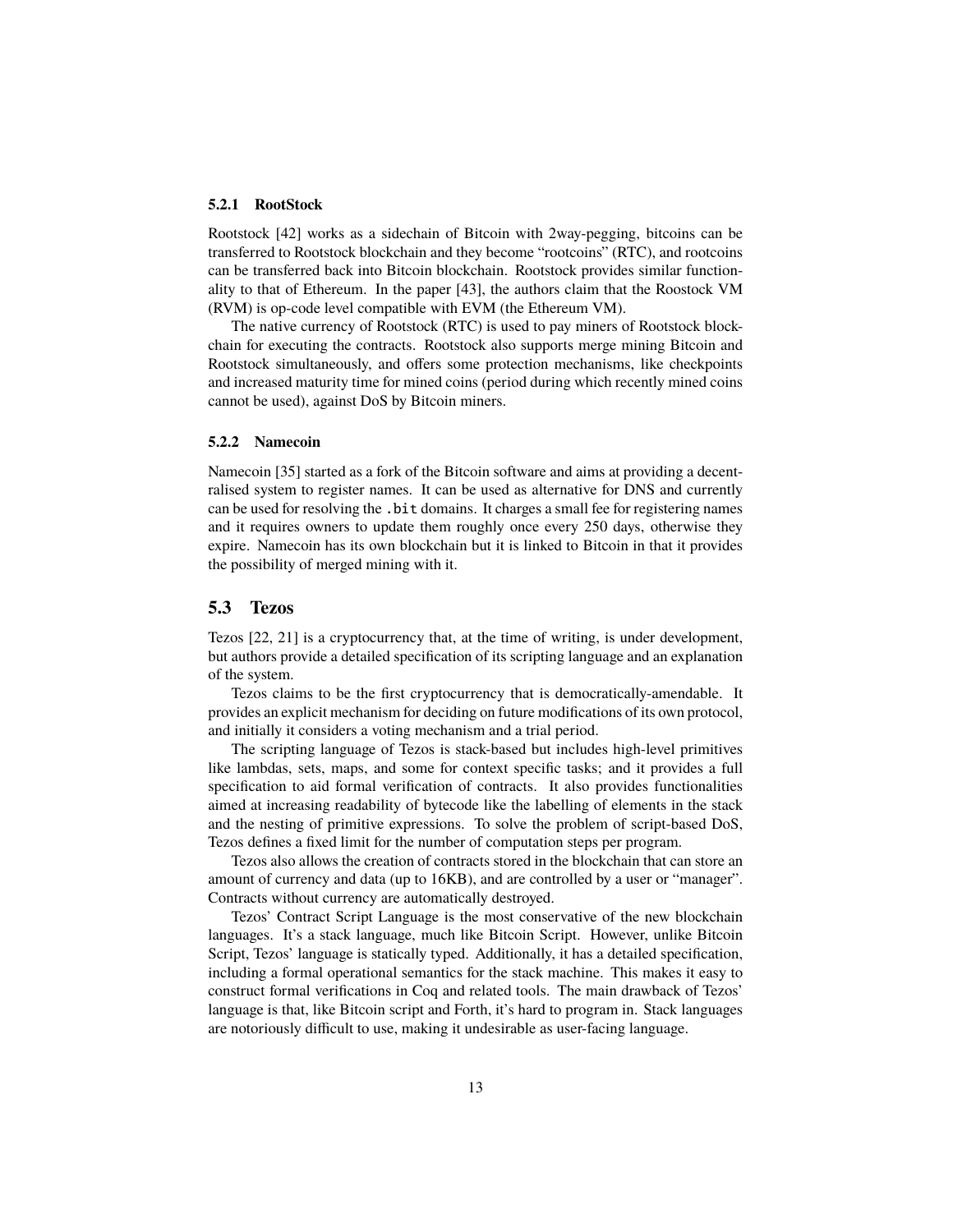#### 5.2.1 RootStock

Rootstock [42] works as a sidechain of Bitcoin with 2way-pegging, bitcoins can be transferred to Rootstock blockchain and they become "rootcoins" (RTC), and rootcoins can be transferred back into Bitcoin blockchain. Rootstock provides similar functionality to that of Ethereum. In the paper [43], the authors claim that the Roostock VM (RVM) is op-code level compatible with EVM (the Ethereum VM).

The native currency of Rootstock (RTC) is used to pay miners of Rootstock blockchain for executing the contracts. Rootstock also supports merge mining Bitcoin and Rootstock simultaneously, and offers some protection mechanisms, like checkpoints and increased maturity time for mined coins (period during which recently mined coins cannot be used), against DoS by Bitcoin miners.

#### 5.2.2 Namecoin

Namecoin [35] started as a fork of the Bitcoin software and aims at providing a decentralised system to register names. It can be used as alternative for DNS and currently can be used for resolving the `.bit` domains. It charges a small fee for registering names and it requires owners to update them roughly once every 250 days, otherwise they expire. Namecoin has its own blockchain but it is linked to Bitcoin in that it provides the possibility of merged mining with it.

### 5.3 Tezos

Tezos [22, 21] is a cryptocurrency that, at the time of writing, is under development, but authors provide a detailed specification of its scripting language and an explanation of the system.

Tezos claims to be the first cryptocurrency that is democratically-amendable. It provides an explicit mechanism for deciding on future modifications of its own protocol, and initially it considers a voting mechanism and a trial period.

The scripting language of Tezos is stack-based but includes high-level primitives like lambdas, sets, maps, and some for context specific tasks; and it provides a full specification to aid formal verification of contracts. It also provides functionalities aimed at increasing readability of bytecode like the labelling of elements in the stack and the nesting of primitive expressions. To solve the problem of script-based DoS, Tezos defines a fixed limit for the number of computation steps per program.

Tezos also allows the creation of contracts stored in the blockchain that can store an amount of currency and data (up to 16KB), and are controlled by a user or "manager". Contracts without currency are automatically destroyed.

Tezos' Contract Script Language is the most conservative of the new blockchain languages. It's a stack language, much like Bitcoin Script. However, unlike Bitcoin Script, Tezos' language is statically typed. Additionally, it has a detailed specification, including a formal operational semantics for the stack machine. This makes it easy to construct formal verifications in Coq and related tools. The main drawback of Tezos' language is that, like Bitcoin script and Forth, it's hard to program in. Stack languages are notoriously difficult to use, making it undesirable as user-facing language.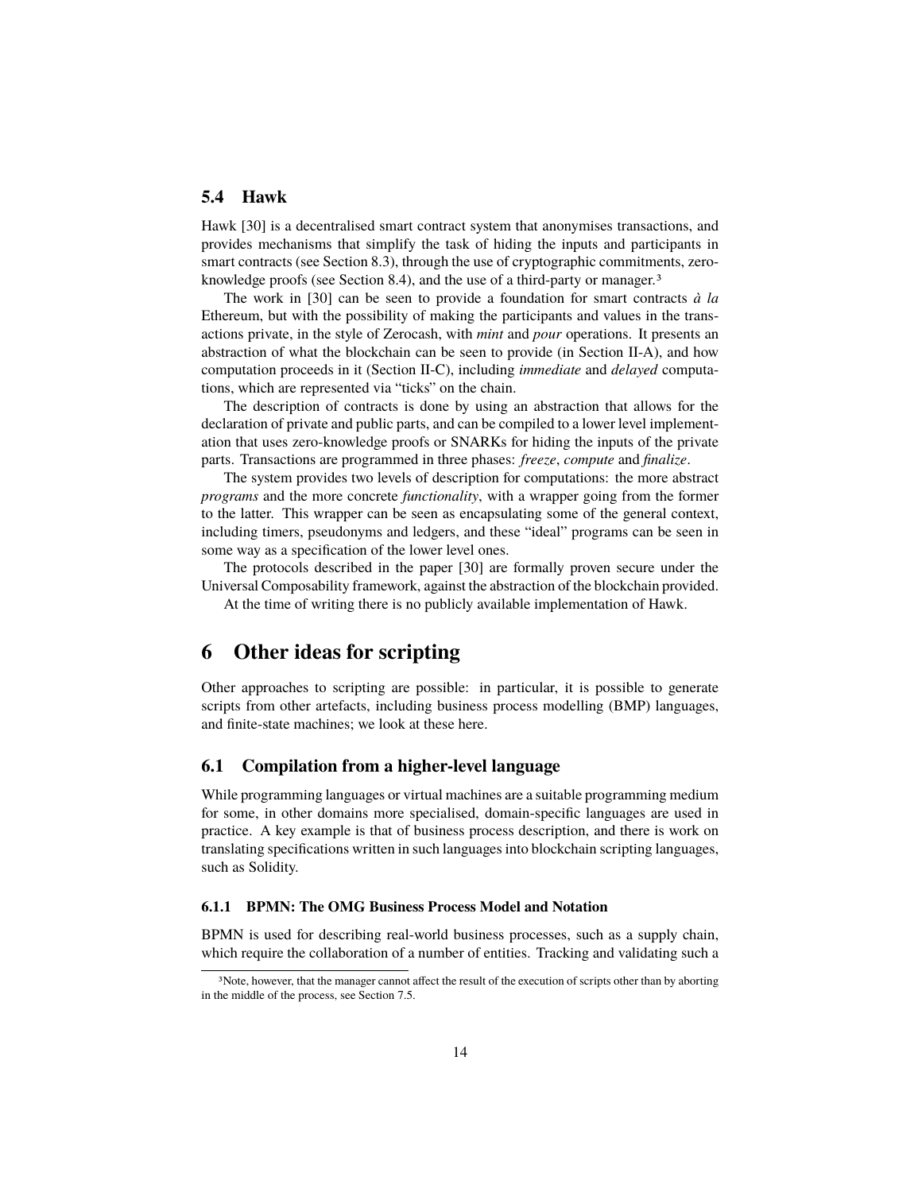### 5.4 Hawk

Hawk [30] is a decentralised smart contract system that anonymises transactions, and provides mechanisms that simplify the task of hiding the inputs and participants in smart contracts (see Section 8.3), through the use of cryptographic commitments, zero-knowledge proofs (see Section 8.4), and the use of a third-party or manager.[3]

The work in [30] can be seen to provide a foundation for smart contracts *à la* Ethereum, but with the possibility of making the participants and values in the transactions private, in the style of Zerocash, with *mint* and *pour* operations. It presents an abstraction of what the blockchain can be seen to provide (in Section II-A), and how computation proceeds in it (Section II-C), including *immediate* and *delayed* computations, which are represented via "ticks" on the chain.

The description of contracts is done by using an abstraction that allows for the declaration of private and public parts, and can be compiled to a lower level implementation that uses zero-knowledge proofs or SNARKs for hiding the inputs of the private parts. Transactions are programmed in three phases: *freeze*, *compute* and *finalize*.

The system provides two levels of description for computations: the more abstract *programs* and the more concrete *functionality*, with a wrapper going from the former to the latter. This wrapper can be seen as encapsulating some of the general context, including timers, pseudonyms and ledgers, and these "ideal" programs can be seen in some way as a specification of the lower level ones.

The protocols described in the paper [30] are formally proven secure under the Universal Composability framework, against the abstraction of the blockchain provided.

At the time of writing there is no publicly available implementation of Hawk.

## 6 Other ideas for scripting

Other approaches to scripting are possible: in particular, it is possible to generate scripts from other artefacts, including business process modelling (BMP) languages, and finite-state machines; we look at these here.

### 6.1 Compilation from a higher-level language

While programming languages or virtual machines are a suitable programming medium for some, in other domains more specialised, domain-specific languages are used in practice. A key example is that of business process description, and there is work on translating specifications written in such languages into blockchain scripting languages, such as Solidity.

#### 6.1.1 BPMN: The OMG Business Process Model and Notation

BPMN is used for describing real-world business processes, such as a supply chain, which require the collaboration of a number of entities. Tracking and validating such a

[3] Note, however, that the manager cannot affect the result of the execution of scripts other than by aborting in the middle of the process, see Section 7.5.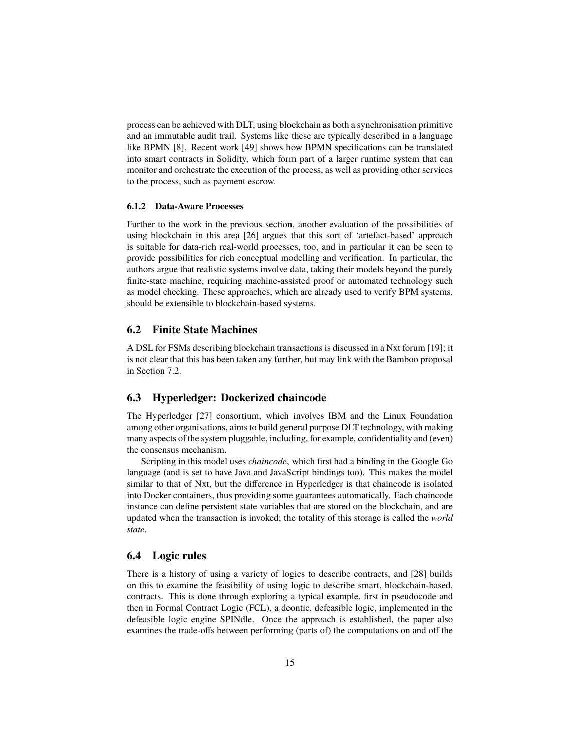process can be achieved with DLT, using blockchain as both a synchronisation primitive and an immutable audit trail. Systems like these are typically described in a language like BPMN [8]. Recent work [49] shows how BPMN specifications can be translated into smart contracts in Solidity, which form part of a larger runtime system that can monitor and orchestrate the execution of the process, as well as providing other services to the process, such as payment escrow.

#### 6.1.2 Data-Aware Processes

Further to the work in the previous section, another evaluation of the possibilities of using blockchain in this area [26] argues that this sort of 'artefact-based' approach is suitable for data-rich real-world processes, too, and in particular it can be seen to provide possibilities for rich conceptual modelling and verification. In particular, the authors argue that realistic systems involve data, taking their models beyond the purely finite-state machine, requiring machine-assisted proof or automated technology such as model checking. These approaches, which are already used to verify BPM systems, should be extensible to blockchain-based systems.

### 6.2 Finite State Machines

A DSL for FSMs describing blockchain transactions is discussed in a Nxt forum [19]; it is not clear that this has been taken any further, but may link with the Bamboo proposal in Section 7.2.

### 6.3 Hyperledger: Dockerized chaincode

The Hyperledger [27] consortium, which involves IBM and the Linux Foundation among other organisations, aims to build general purpose DLT technology, with making many aspects of the system pluggable, including, for example, confidentiality and (even) the consensus mechanism.

Scripting in this model uses *chaincode*, which first had a binding in the Google Go language (and is set to have Java and JavaScript bindings too). This makes the model similar to that of Nxt, but the difference in Hyperledger is that chaincode is isolated into Docker containers, thus providing some guarantees automatically. Each chaincode instance can define persistent state variables that are stored on the blockchain, and are updated when the transaction is invoked; the totality of this storage is called the *world state*.

### 6.4 Logic rules

There is a history of using a variety of logics to describe contracts, and [28] builds on this to examine the feasibility of using logic to describe smart, blockchain-based, contracts. This is done through exploring a typical example, first in pseudocode and then in Formal Contract Logic (FCL), a deontic, defeasible logic, implemented in the defeasible logic engine SPINdle. Once the approach is established, the paper also examines the trade-offs between performing (parts of) the computations on and off the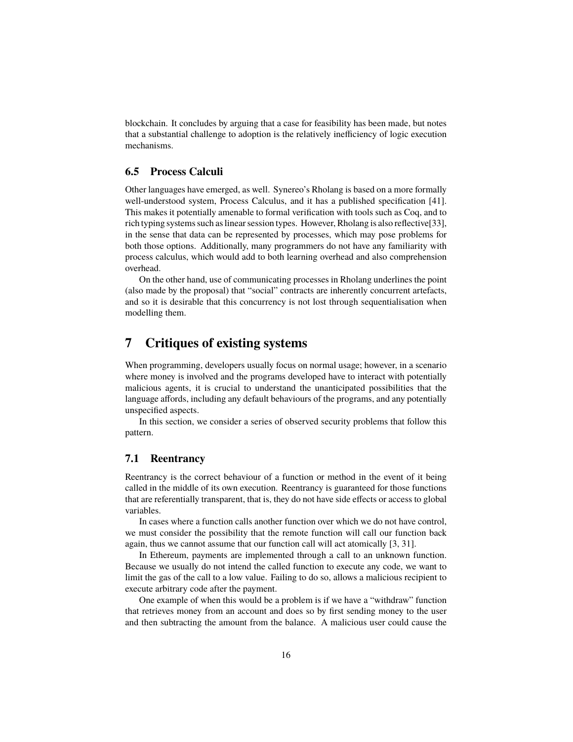blockchain. It concludes by arguing that a case for feasibility has been made, but notes that a substantial challenge to adoption is the relatively inefficiency of logic execution mechanisms.

### 6.5 Process Calculi

Other languages have emerged, as well. Synereo's Rholang is based on a more formally well-understood system, Process Calculus, and it has a published specification [41]. This makes it potentially amenable to formal verification with tools such as Coq, and to rich typing systems such as linear session types. However, Rholang is also reflective[33], in the sense that data can be represented by processes, which may pose problems for both those options. Additionally, many programmers do not have any familiarity with process calculus, which would add to both learning overhead and also comprehension overhead.

On the other hand, use of communicating processes in Rholang underlines the point (also made by the proposal) that "social" contracts are inherently concurrent artefacts, and so it is desirable that this concurrency is not lost through sequentialisation when modelling them.

## 7 Critiques of existing systems

When programming, developers usually focus on normal usage; however, in a scenario where money is involved and the programs developed have to interact with potentially malicious agents, it is crucial to understand the unanticipated possibilities that the language affords, including any default behaviours of the programs, and any potentially unspecified aspects.

In this section, we consider a series of observed security problems that follow this pattern.

### 7.1 Reentrancy

Reentrancy is the correct behaviour of a function or method in the event of it being called in the middle of its own execution. Reentrancy is guaranteed for those functions that are referentially transparent, that is, they do not have side effects or access to global variables.

In cases where a function calls another function over which we do not have control, we must consider the possibility that the remote function will call our function back again, thus we cannot assume that our function call will act atomically [3, 31].

In Ethereum, payments are implemented through a call to an unknown function. Because we usually do not intend the called function to execute any code, we want to limit the gas of the call to a low value. Failing to do so, allows a malicious recipient to execute arbitrary code after the payment.

One example of when this would be a problem is if we have a "withdraw" function that retrieves money from an account and does so by first sending money to the user and then subtracting the amount from the balance. A malicious user could cause the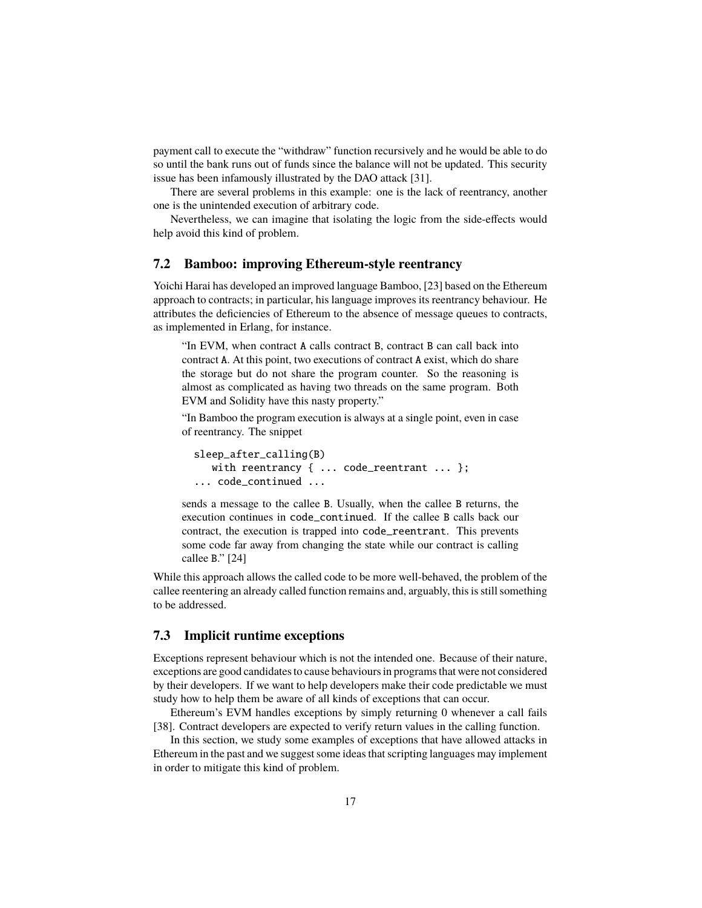payment call to execute the "withdraw" function recursively and he would be able to do so until the bank runs out of funds since the balance will not be updated. This security issue has been infamously illustrated by the DAO attack [31].

There are several problems in this example: one is the lack of reentrancy, another one is the unintended execution of arbitrary code.

Nevertheless, we can imagine that isolating the logic from the side-effects would help avoid this kind of problem.

## 7.2 Bamboo: improving Ethereum-style reentrancy

Yoichi Harai has developed an improved language Bamboo, [23] based on the Ethereum approach to contracts; in particular, his language improves its reentrancy behaviour. He attributes the deficiencies of Ethereum to the absence of message queues to contracts, as implemented in Erlang, for instance.

> "In EVM, when contract A calls contract B, contract B can call back into contract A. At this point, two executions of contract A exist, which do share the storage but do not share the program counter. So the reasoning is almost as complicated as having two threads on the same program. Both EVM and Solidity have this nasty property."
>
> "In Bamboo the program execution is always at a single point, even in case of reentrancy. The snippet
>
> ```
> sleep_after_calling(B)
>    with reentrancy { ... code_reentrant ... };
> ... code_continued ...
> ```
>
> sends a message to the callee B. Usually, when the callee B returns, the execution continues in code_continued. If the callee B calls back our contract, the execution is trapped into code_reentrant. This prevents some code far away from changing the state while our contract is calling callee B." [24]

While this approach allows the called code to be more well-behaved, the problem of the callee reentering an already called function remains and, arguably, this is still something to be addressed.

## 7.3 Implicit runtime exceptions

Exceptions represent behaviour which is not the intended one. Because of their nature, exceptions are good candidates to cause behaviours in programs that were not considered by their developers. If we want to help developers make their code predictable we must study how to help them be aware of all kinds of exceptions that can occur.

Ethereum's EVM handles exceptions by simply returning 0 whenever a call fails [38]. Contract developers are expected to verify return values in the calling function.

In this section, we study some examples of exceptions that have allowed attacks in Ethereum in the past and we suggest some ideas that scripting languages may implement in order to mitigate this kind of problem.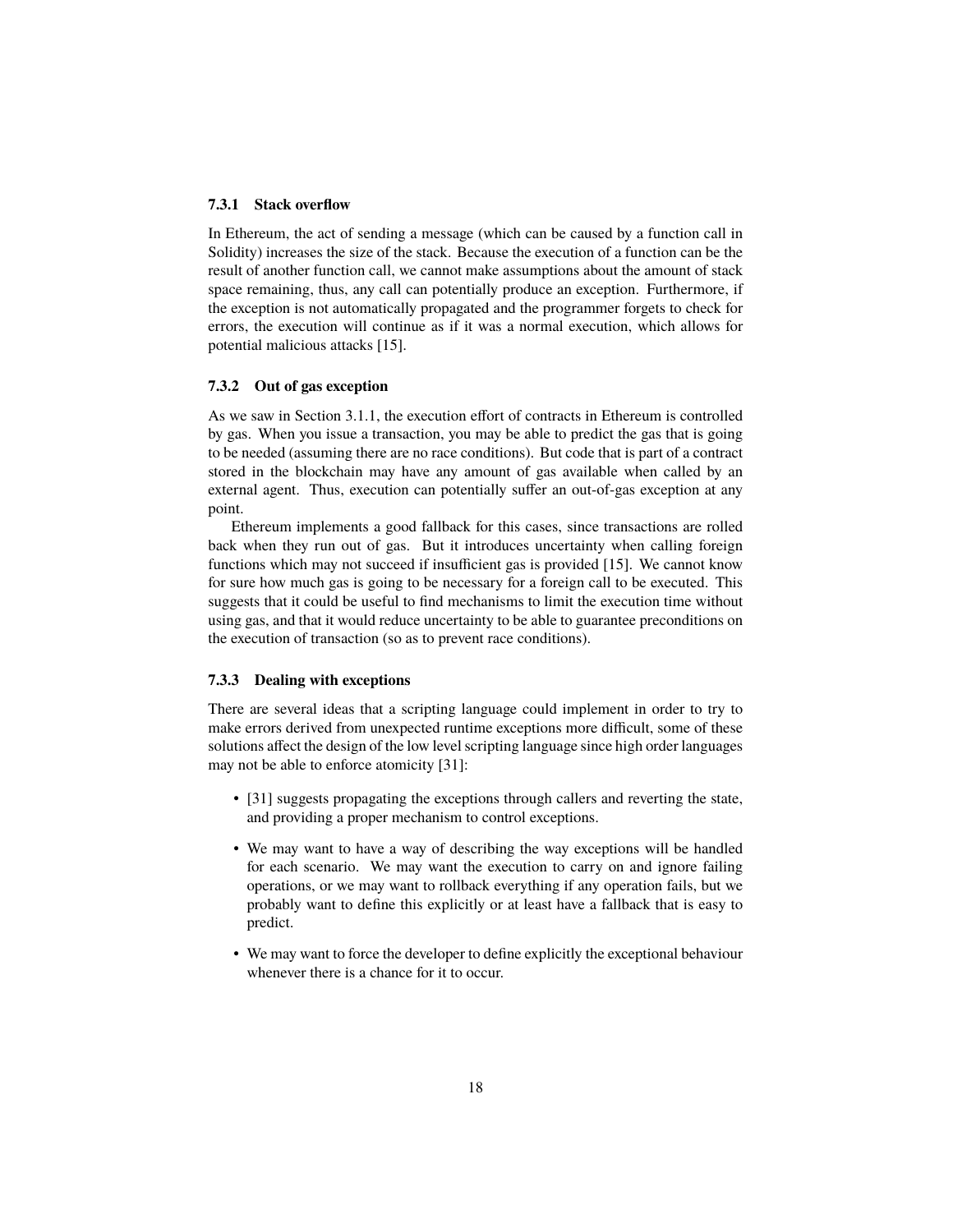#### 7.3.1 Stack overflow

In Ethereum, the act of sending a message (which can be caused by a function call in Solidity) increases the size of the stack. Because the execution of a function can be the result of another function call, we cannot make assumptions about the amount of stack space remaining, thus, any call can potentially produce an exception. Furthermore, if the exception is not automatically propagated and the programmer forgets to check for errors, the execution will continue as if it was a normal execution, which allows for potential malicious attacks [15].

#### 7.3.2 Out of gas exception

As we saw in Section 3.1.1, the execution effort of contracts in Ethereum is controlled by gas. When you issue a transaction, you may be able to predict the gas that is going to be needed (assuming there are no race conditions). But code that is part of a contract stored in the blockchain may have any amount of gas available when called by an external agent. Thus, execution can potentially suffer an out-of-gas exception at any point.

Ethereum implements a good fallback for this cases, since transactions are rolled back when they run out of gas. But it introduces uncertainty when calling foreign functions which may not succeed if insufficient gas is provided [15]. We cannot know for sure how much gas is going to be necessary for a foreign call to be executed. This suggests that it could be useful to find mechanisms to limit the execution time without using gas, and that it would reduce uncertainty to be able to guarantee preconditions on the execution of transaction (so as to prevent race conditions).

#### 7.3.3 Dealing with exceptions

There are several ideas that a scripting language could implement in order to try to make errors derived from unexpected runtime exceptions more difficult, some of these solutions affect the design of the low level scripting language since high order languages may not be able to enforce atomicity [31]:

- [31] suggests propagating the exceptions through callers and reverting the state, and providing a proper mechanism to control exceptions.
- We may want to have a way of describing the way exceptions will be handled for each scenario. We may want the execution to carry on and ignore failing operations, or we may want to rollback everything if any operation fails, but we probably want to define this explicitly or at least have a fallback that is easy to predict.
- We may want to force the developer to define explicitly the exceptional behaviour whenever there is a chance for it to occur.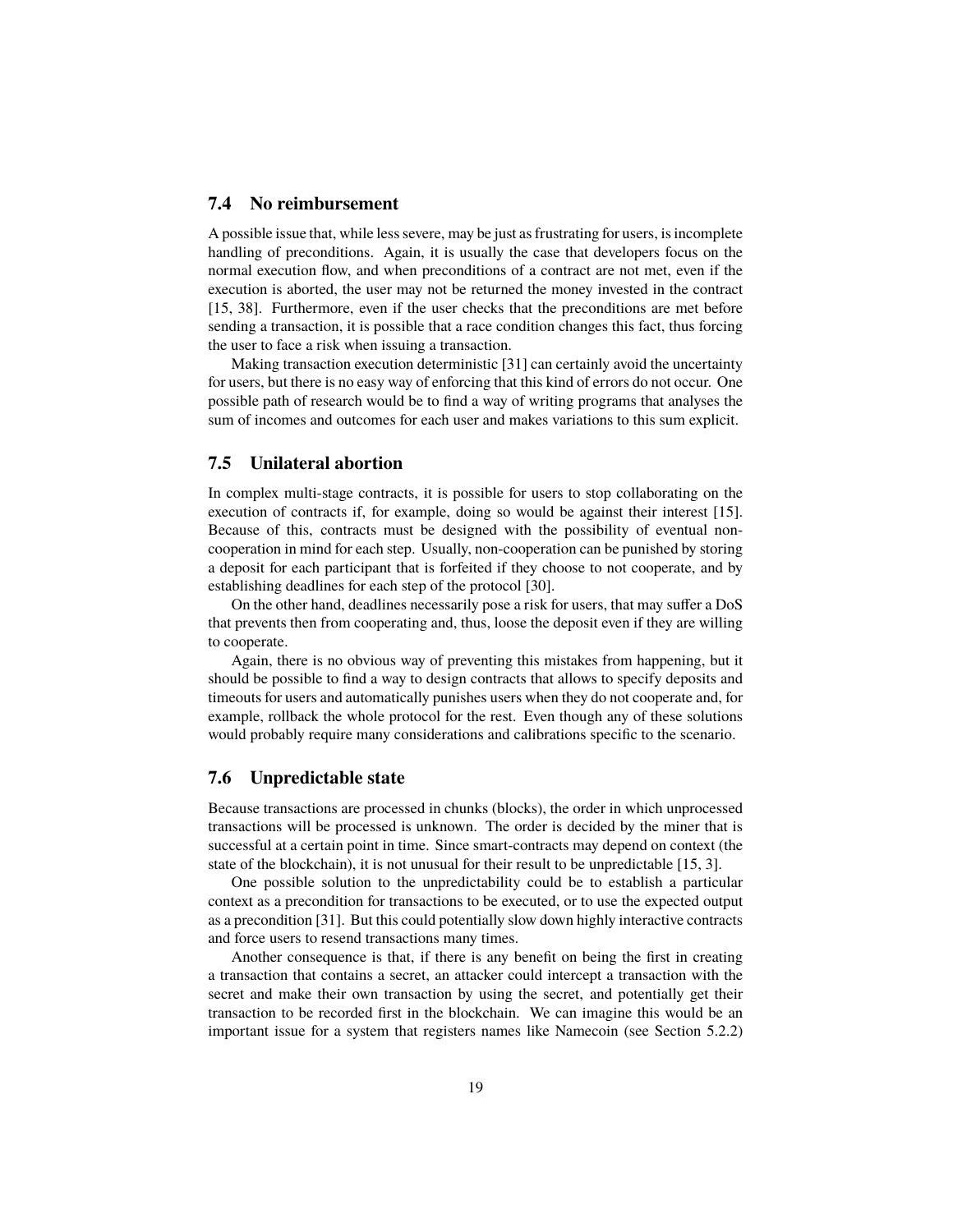## 7.4 No reimbursement

A possible issue that, while less severe, may be just as frustrating for users, is incomplete handling of preconditions. Again, it is usually the case that developers focus on the normal execution flow, and when preconditions of a contract are not met, even if the execution is aborted, the user may not be returned the money invested in the contract [15, 38]. Furthermore, even if the user checks that the preconditions are met before sending a transaction, it is possible that a race condition changes this fact, thus forcing the user to face a risk when issuing a transaction.

Making transaction execution deterministic [31] can certainly avoid the uncertainty for users, but there is no easy way of enforcing that this kind of errors do not occur. One possible path of research would be to find a way of writing programs that analyses the sum of incomes and outcomes for each user and makes variations to this sum explicit.

## 7.5 Unilateral abortion

In complex multi-stage contracts, it is possible for users to stop collaborating on the execution of contracts if, for example, doing so would be against their interest [15]. Because of this, contracts must be designed with the possibility of eventual non-cooperation in mind for each step. Usually, non-cooperation can be punished by storing a deposit for each participant that is forfeited if they choose to not cooperate, and by establishing deadlines for each step of the protocol [30].

On the other hand, deadlines necessarily pose a risk for users, that may suffer a DoS that prevents then from cooperating and, thus, loose the deposit even if they are willing to cooperate.

Again, there is no obvious way of preventing this mistakes from happening, but it should be possible to find a way to design contracts that allows to specify deposits and timeouts for users and automatically punishes users when they do not cooperate and, for example, rollback the whole protocol for the rest. Even though any of these solutions would probably require many considerations and calibrations specific to the scenario.

## 7.6 Unpredictable state

Because transactions are processed in chunks (blocks), the order in which unprocessed transactions will be processed is unknown. The order is decided by the miner that is successful at a certain point in time. Since smart-contracts may depend on context (the state of the blockchain), it is not unusual for their result to be unpredictable [15, 3].

One possible solution to the unpredictability could be to establish a particular context as a precondition for transactions to be executed, or to use the expected output as a precondition [31]. But this could potentially slow down highly interactive contracts and force users to resend transactions many times.

Another consequence is that, if there is any benefit on being the first in creating a transaction that contains a secret, an attacker could intercept a transaction with the secret and make their own transaction by using the secret, and potentially get their transaction to be recorded first in the blockchain. We can imagine this would be an important issue for a system that registers names like Namecoin (see Section 5.2.2)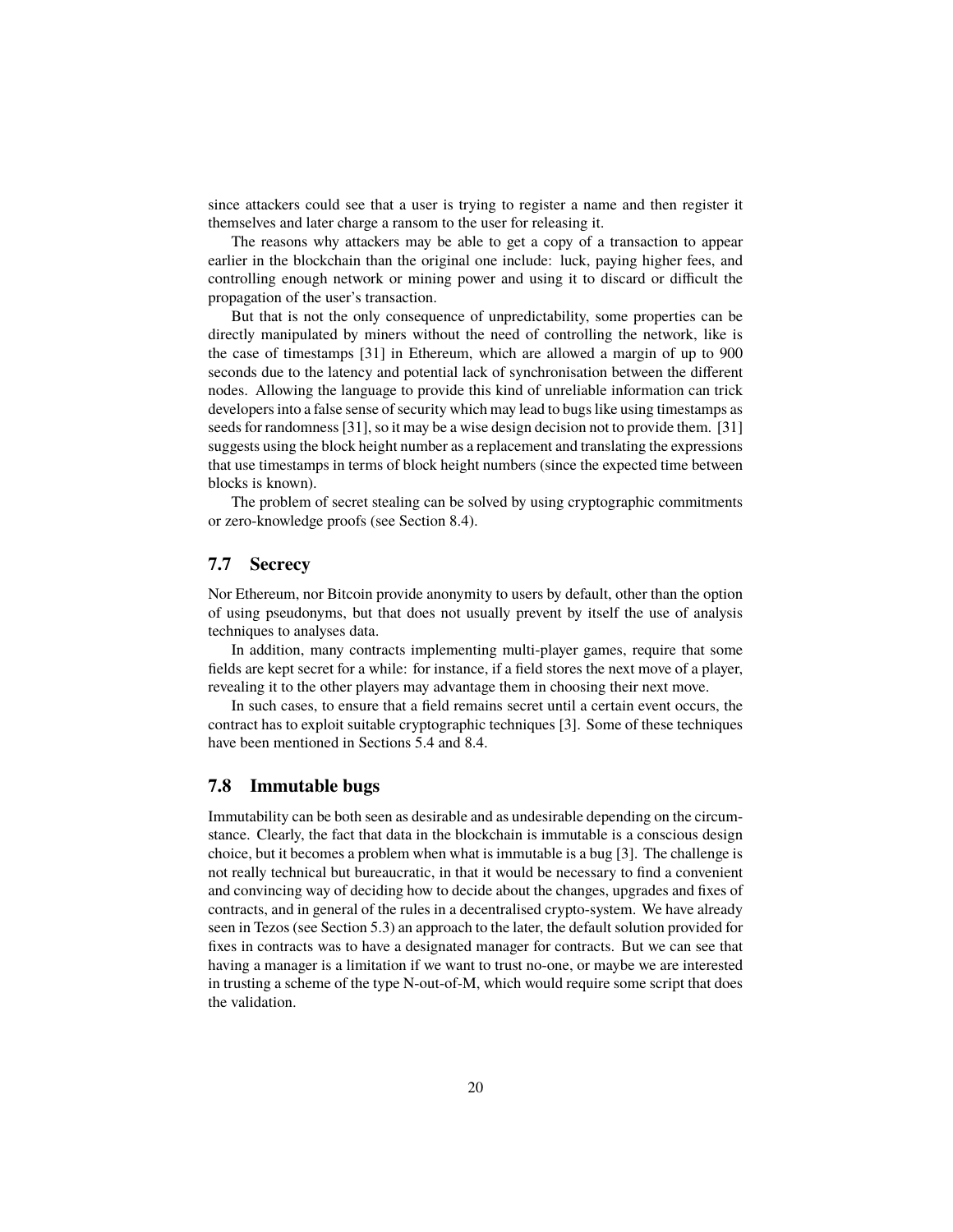since attackers could see that a user is trying to register a name and then register it themselves and later charge a ransom to the user for releasing it.

The reasons why attackers may be able to get a copy of a transaction to appear earlier in the blockchain than the original one include: luck, paying higher fees, and controlling enough network or mining power and using it to discard or difficult the propagation of the user's transaction.

But that is not the only consequence of unpredictability, some properties can be directly manipulated by miners without the need of controlling the network, like is the case of timestamps [31] in Ethereum, which are allowed a margin of up to 900 seconds due to the latency and potential lack of synchronisation between the different nodes. Allowing the language to provide this kind of unreliable information can trick developers into a false sense of security which may lead to bugs like using timestamps as seeds for randomness [31], so it may be a wise design decision not to provide them. [31] suggests using the block height number as a replacement and translating the expressions that use timestamps in terms of block height numbers (since the expected time between blocks is known).

The problem of secret stealing can be solved by using cryptographic commitments or zero-knowledge proofs (see Section 8.4).

## 7.7 Secrecy

Nor Ethereum, nor Bitcoin provide anonymity to users by default, other than the option of using pseudonyms, but that does not usually prevent by itself the use of analysis techniques to analyses data.

In addition, many contracts implementing multi-player games, require that some fields are kept secret for a while: for instance, if a field stores the next move of a player, revealing it to the other players may advantage them in choosing their next move.

In such cases, to ensure that a field remains secret until a certain event occurs, the contract has to exploit suitable cryptographic techniques [3]. Some of these techniques have been mentioned in Sections 5.4 and 8.4.

## 7.8 Immutable bugs

Immutability can be both seen as desirable and as undesirable depending on the circumstance. Clearly, the fact that data in the blockchain is immutable is a conscious design choice, but it becomes a problem when what is immutable is a bug [3]. The challenge is not really technical but bureaucratic, in that it would be necessary to find a convenient and convincing way of deciding how to decide about the changes, upgrades and fixes of contracts, and in general of the rules in a decentralised crypto-system. We have already seen in Tezos (see Section 5.3) an approach to the later, the default solution provided for fixes in contracts was to have a designated manager for contracts. But we can see that having a manager is a limitation if we want to trust no-one, or maybe we are interested in trusting a scheme of the type N-out-of-M, which would require some script that does the validation.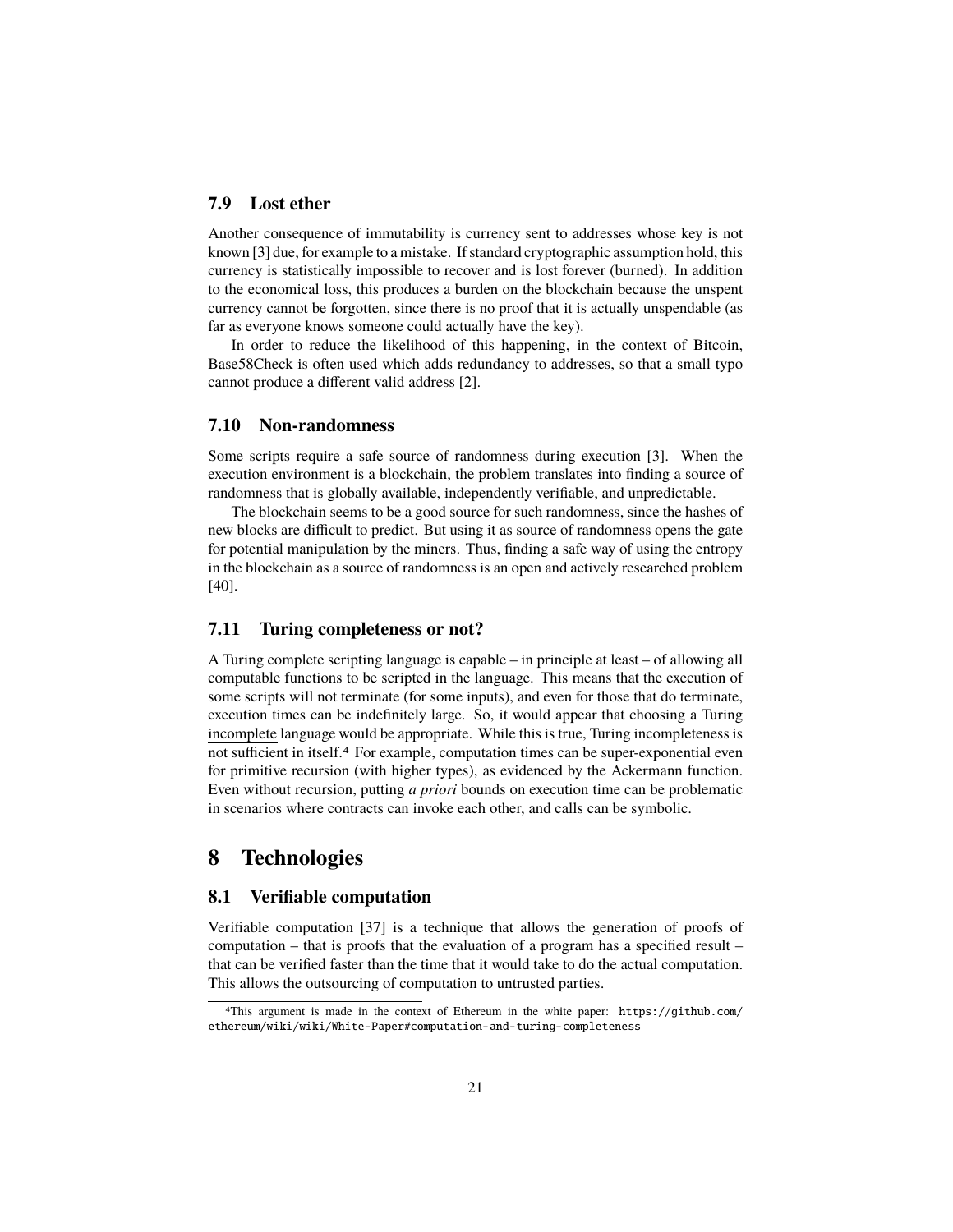### 7.9 Lost ether

Another consequence of immutability is currency sent to addresses whose key is not known [3] due, for example to a mistake. If standard cryptographic assumption hold, this currency is statistically impossible to recover and is lost forever (burned). In addition to the economical loss, this produces a burden on the blockchain because the unspent currency cannot be forgotten, since there is no proof that it is actually unspendable (as far as everyone knows someone could actually have the key).

In order to reduce the likelihood of this happening, in the context of Bitcoin, Base58Check is often used which adds redundancy to addresses, so that a small typo cannot produce a different valid address [2].

### 7.10 Non-randomness

Some scripts require a safe source of randomness during execution [3]. When the execution environment is a blockchain, the problem translates into finding a source of randomness that is globally available, independently verifiable, and unpredictable.

The blockchain seems to be a good source for such randomness, since the hashes of new blocks are difficult to predict. But using it as source of randomness opens the gate for potential manipulation by the miners. Thus, finding a safe way of using the entropy in the blockchain as a source of randomness is an open and actively researched problem [40].

### 7.11 Turing completeness or not?

A Turing complete scripting language is capable – in principle at least – of allowing all computable functions to be scripted in the language. This means that the execution of some scripts will not terminate (for some inputs), and even for those that do terminate, execution times can be indefinitely large. So, it would appear that choosing a Turing incomplete language would be appropriate. While this is true, Turing incompleteness is not sufficient in itself.[4] For example, computation times can be super-exponential even for primitive recursion (with higher types), as evidenced by the Ackermann function. Even without recursion, putting *a priori* bounds on execution time can be problematic in scenarios where contracts can invoke each other, and calls can be symbolic.

## 8 Technologies

### 8.1 Verifiable computation

Verifiable computation [37] is a technique that allows the generation of proofs of computation – that is proofs that the evaluation of a program has a specified result – that can be verified faster than the time that it would take to do the actual computation. This allows the outsourcing of computation to untrusted parties.

[4] This argument is made in the context of Ethereum in the white paper: https://github.com/ethereum/wiki/wiki/White-Paper#computation-and-turing-completeness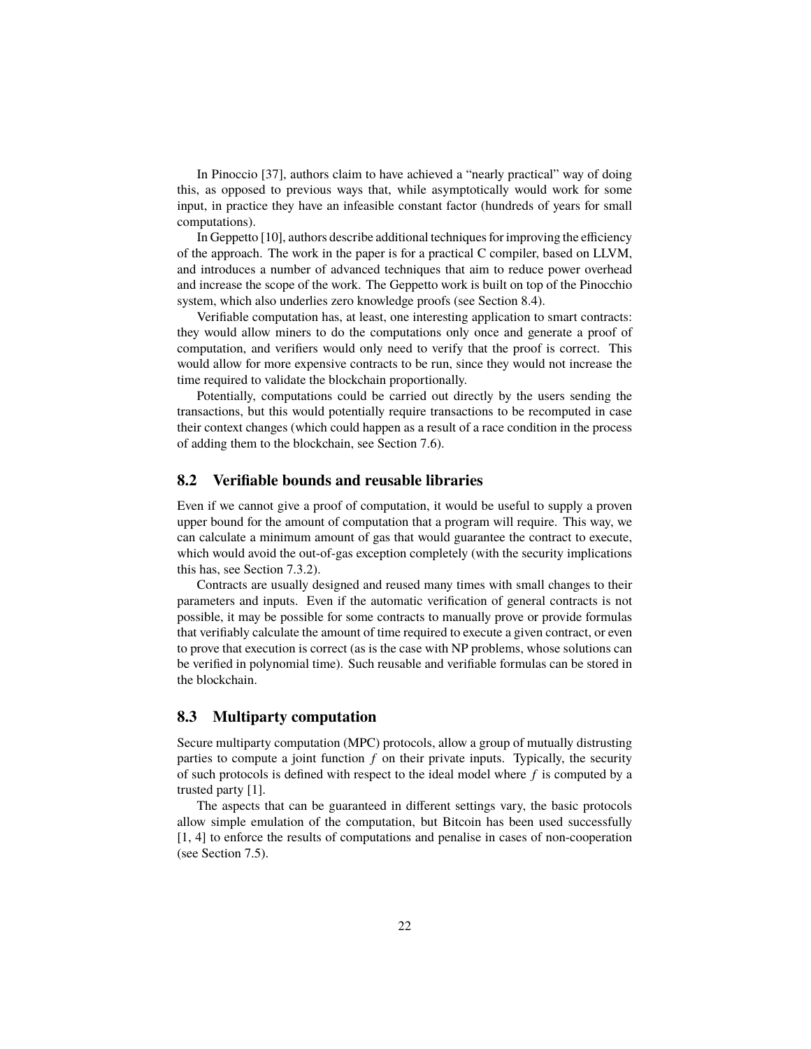In Pinoccio [37], authors claim to have achieved a "nearly practical" way of doing this, as opposed to previous ways that, while asymptotically would work for some input, in practice they have an infeasible constant factor (hundreds of years for small computations).

In Geppetto [10], authors describe additional techniques for improving the efficiency of the approach. The work in the paper is for a practical C compiler, based on LLVM, and introduces a number of advanced techniques that aim to reduce power overhead and increase the scope of the work. The Geppetto work is built on top of the Pinocchio system, which also underlies zero knowledge proofs (see Section 8.4).

Verifiable computation has, at least, one interesting application to smart contracts: they would allow miners to do the computations only once and generate a proof of computation, and verifiers would only need to verify that the proof is correct. This would allow for more expensive contracts to be run, since they would not increase the time required to validate the blockchain proportionally.

Potentially, computations could be carried out directly by the users sending the transactions, but this would potentially require transactions to be recomputed in case their context changes (which could happen as a result of a race condition in the process of adding them to the blockchain, see Section 7.6).

## 8.2 Verifiable bounds and reusable libraries

Even if we cannot give a proof of computation, it would be useful to supply a proven upper bound for the amount of computation that a program will require. This way, we can calculate a minimum amount of gas that would guarantee the contract to execute, which would avoid the out-of-gas exception completely (with the security implications this has, see Section 7.3.2).

Contracts are usually designed and reused many times with small changes to their parameters and inputs. Even if the automatic verification of general contracts is not possible, it may be possible for some contracts to manually prove or provide formulas that verifiably calculate the amount of time required to execute a given contract, or even to prove that execution is correct (as is the case with NP problems, whose solutions can be verified in polynomial time). Such reusable and verifiable formulas can be stored in the blockchain.

## 8.3 Multiparty computation

Secure multiparty computation (MPC) protocols, allow a group of mutually distrusting parties to compute a joint function $f$ on their private inputs. Typically, the security of such protocols is defined with respect to the ideal model where $f$ is computed by a trusted party [1].

The aspects that can be guaranteed in different settings vary, the basic protocols allow simple emulation of the computation, but Bitcoin has been used successfully [1, 4] to enforce the results of computations and penalise in cases of non-cooperation (see Section 7.5).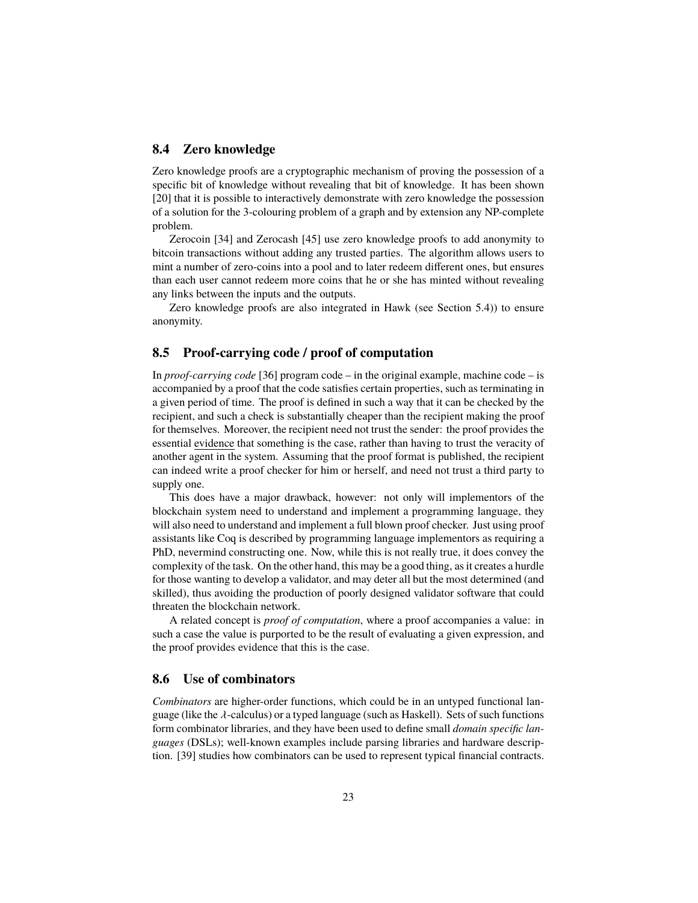## 8.4 Zero knowledge

Zero knowledge proofs are a cryptographic mechanism of proving the possession of a specific bit of knowledge without revealing that bit of knowledge. It has been shown [20] that it is possible to interactively demonstrate with zero knowledge the possession of a solution for the 3-colouring problem of a graph and by extension any NP-complete problem.

Zerocoin [34] and Zerocash [45] use zero knowledge proofs to add anonymity to bitcoin transactions without adding any trusted parties. The algorithm allows users to mint a number of zero-coins into a pool and to later redeem different ones, but ensures than each user cannot redeem more coins that he or she has minted without revealing any links between the inputs and the outputs.

Zero knowledge proofs are also integrated in Hawk (see Section 5.4)) to ensure anonymity.

## 8.5 Proof-carrying code / proof of computation

In *proof-carrying code* [36] program code – in the original example, machine code – is accompanied by a proof that the code satisfies certain properties, such as terminating in a given period of time. The proof is defined in such a way that it can be checked by the recipient, and such a check is substantially cheaper than the recipient making the proof for themselves. Moreover, the recipient need not trust the sender: the proof provides the essential <u>evidence</u> that something is the case, rather than having to trust the veracity of another agent in the system. Assuming that the proof format is published, the recipient can indeed write a proof checker for him or herself, and need not trust a third party to supply one.

This does have a major drawback, however: not only will implementors of the blockchain system need to understand and implement a programming language, they will also need to understand and implement a full blown proof checker. Just using proof assistants like Coq is described by programming language implementors as requiring a PhD, nevermind constructing one. Now, while this is not really true, it does convey the complexity of the task. On the other hand, this may be a good thing, as it creates a hurdle for those wanting to develop a validator, and may deter all but the most determined (and skilled), thus avoiding the production of poorly designed validator software that could threaten the blockchain network.

A related concept is *proof of computation*, where a proof accompanies a value: in such a case the value is purported to be the result of evaluating a given expression, and the proof provides evidence that this is the case.

## 8.6 Use of combinators

*Combinators* are higher-order functions, which could be in an untyped functional language (like the $\lambda$-calculus) or a typed language (such as Haskell). Sets of such functions form combinator libraries, and they have been used to define small *domain specific languages* (DSLs); well-known examples include parsing libraries and hardware description. [39] studies how combinators can be used to represent typical financial contracts.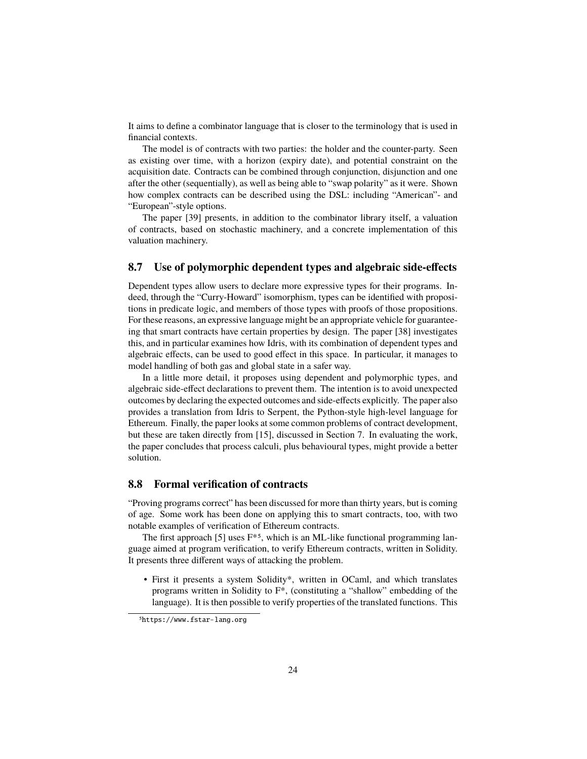It aims to define a combinator language that is closer to the terminology that is used in financial contexts.

The model is of contracts with two parties: the holder and the counter-party. Seen as existing over time, with a horizon (expiry date), and potential constraint on the acquisition date. Contracts can be combined through conjunction, disjunction and one after the other (sequentially), as well as being able to "swap polarity" as it were. Shown how complex contracts can be described using the DSL: including "American"- and "European"-style options.

The paper [39] presents, in addition to the combinator library itself, a valuation of contracts, based on stochastic machinery, and a concrete implementation of this valuation machinery.

## 8.7 Use of polymorphic dependent types and algebraic side-effects

Dependent types allow users to declare more expressive types for their programs. Indeed, through the "Curry-Howard" isomorphism, types can be identified with propositions in predicate logic, and members of those types with proofs of those propositions. For these reasons, an expressive language might be an appropriate vehicle for guaranteeing that smart contracts have certain properties by design. The paper [38] investigates this, and in particular examines how Idris, with its combination of dependent types and algebraic effects, can be used to good effect in this space. In particular, it manages to model handling of both gas and global state in a safer way.

In a little more detail, it proposes using dependent and polymorphic types, and algebraic side-effect declarations to prevent them. The intention is to avoid unexpected outcomes by declaring the expected outcomes and side-effects explicitly. The paper also provides a translation from Idris to Serpent, the Python-style high-level language for Ethereum. Finally, the paper looks at some common problems of contract development, but these are taken directly from [15], discussed in Section 7. In evaluating the work, the paper concludes that process calculi, plus behavioural types, might provide a better solution.

## 8.8 Formal verification of contracts

"Proving programs correct" has been discussed for more than thirty years, but is coming of age. Some work has been done on applying this to smart contracts, too, with two notable examples of verification of Ethereum contracts.

The first approach [5] uses F*[5], which is an ML-like functional programming language aimed at program verification, to verify Ethereum contracts, written in Solidity. It presents three different ways of attacking the problem.

- First it presents a system Solidity*, written in OCaml, and which translates programs written in Solidity to F*, (constituting a "shallow" embedding of the language). It is then possible to verify properties of the translated functions. This

[5] https://www.fstar-lang.org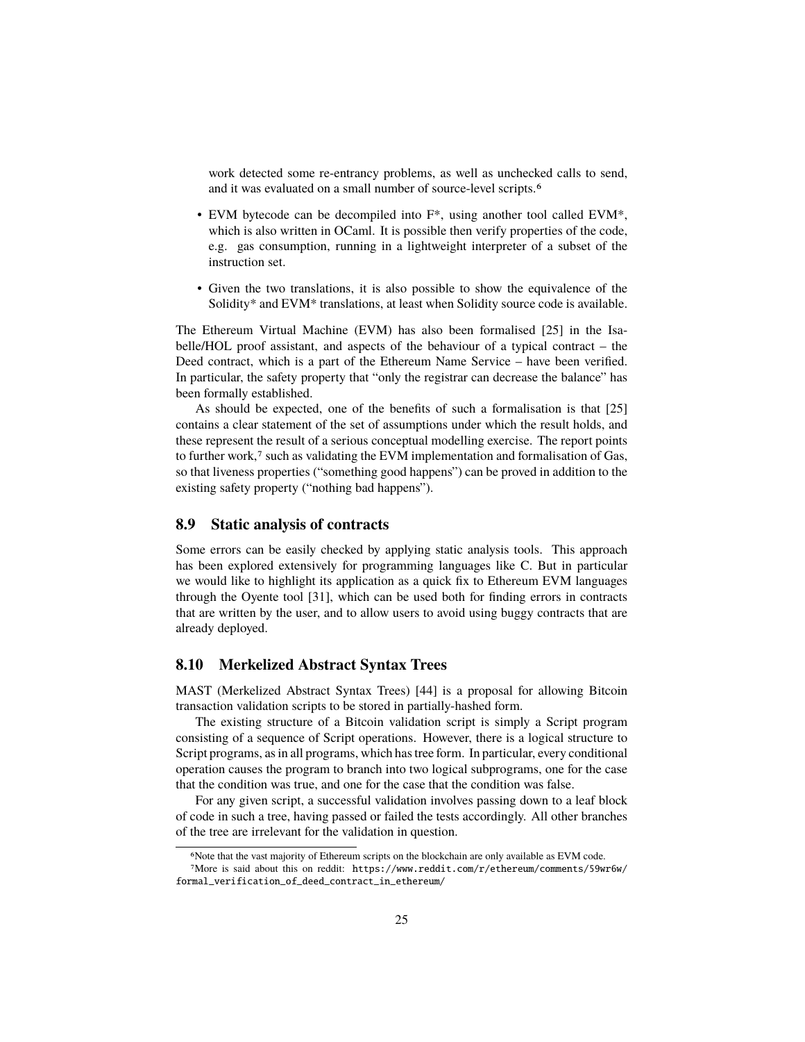work detected some re-entrancy problems, as well as unchecked calls to send, and it was evaluated on a small number of source-level scripts.[6]

- EVM bytecode can be decompiled into F*, using another tool called EVM*, which is also written in OCaml. It is possible then verify properties of the code, e.g. gas consumption, running in a lightweight interpreter of a subset of the instruction set.
- Given the two translations, it is also possible to show the equivalence of the Solidity* and EVM* translations, at least when Solidity source code is available.

The Ethereum Virtual Machine (EVM) has also been formalised [25] in the Isabelle/HOL proof assistant, and aspects of the behaviour of a typical contract – the Deed contract, which is a part of the Ethereum Name Service – have been verified. In particular, the safety property that "only the registrar can decrease the balance" has been formally established.

As should be expected, one of the benefits of such a formalisation is that [25] contains a clear statement of the set of assumptions under which the result holds, and these represent the result of a serious conceptual modelling exercise. The report points to further work,[7] such as validating the EVM implementation and formalisation of Gas, so that liveness properties ("something good happens") can be proved in addition to the existing safety property ("nothing bad happens").

## 8.9 Static analysis of contracts

Some errors can be easily checked by applying static analysis tools. This approach has been explored extensively for programming languages like C. But in particular we would like to highlight its application as a quick fix to Ethereum EVM languages through the Oyente tool [31], which can be used both for finding errors in contracts that are written by the user, and to allow users to avoid using buggy contracts that are already deployed.

## 8.10 Merkelized Abstract Syntax Trees

MAST (Merkelized Abstract Syntax Trees) [44] is a proposal for allowing Bitcoin transaction validation scripts to be stored in partially-hashed form.

The existing structure of a Bitcoin validation script is simply a Script program consisting of a sequence of Script operations. However, there is a logical structure to Script programs, as in all programs, which has tree form. In particular, every conditional operation causes the program to branch into two logical subprograms, one for the case that the condition was true, and one for the case that the condition was false.

For any given script, a successful validation involves passing down to a leaf block of code in such a tree, having passed or failed the tests accordingly. All other branches of the tree are irrelevant for the validation in question.

[6] Note that the vast majority of Ethereum scripts on the blockchain are only available as EVM code.

[7] More is said about this on reddit: https://www.reddit.com/r/ethereum/comments/59wr6w/formal_verification_of_deed_contract_in_ethereum/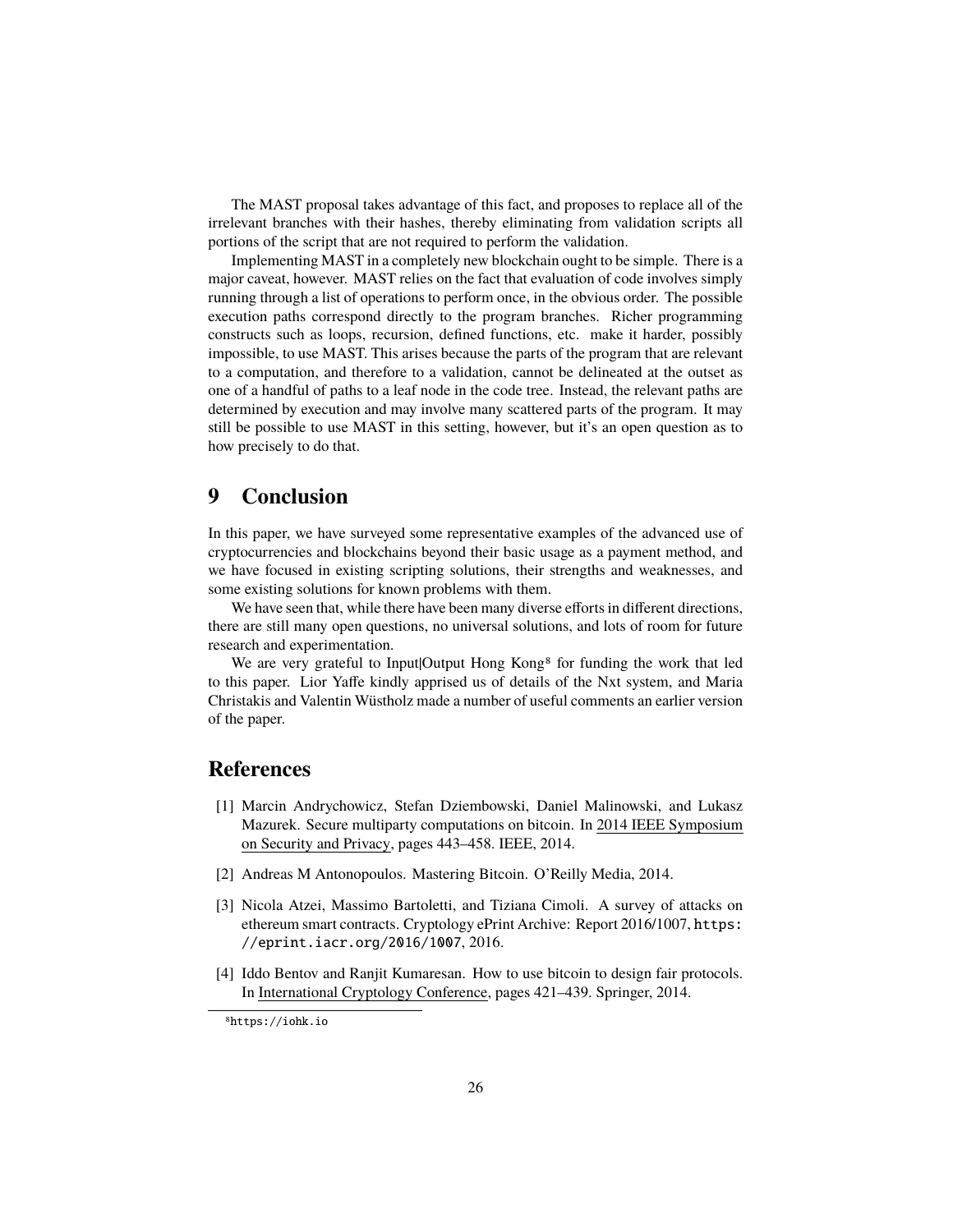The MAST proposal takes advantage of this fact, and proposes to replace all of the irrelevant branches with their hashes, thereby eliminating from validation scripts all portions of the script that are not required to perform the validation.

Implementing MAST in a completely new blockchain ought to be simple. There is a major caveat, however. MAST relies on the fact that evaluation of code involves simply running through a list of operations to perform once, in the obvious order. The possible execution paths correspond directly to the program branches. Richer programming constructs such as loops, recursion, defined functions, etc. make it harder, possibly impossible, to use MAST. This arises because the parts of the program that are relevant to a computation, and therefore to a validation, cannot be delineated at the outset as one of a handful of paths to a leaf node in the code tree. Instead, the relevant paths are determined by execution and may involve many scattered parts of the program. It may still be possible to use MAST in this setting, however, but it's an open question as to how precisely to do that.

## 9 Conclusion

In this paper, we have surveyed some representative examples of the advanced use of cryptocurrencies and blockchains beyond their basic usage as a payment method, and we have focused in existing scripting solutions, their strengths and weaknesses, and some existing solutions for known problems with them.

We have seen that, while there have been many diverse efforts in different directions, there are still many open questions, no universal solutions, and lots of room for future research and experimentation.

We are very grateful to Input|Output Hong Kong[8] for funding the work that led to this paper. Lior Yaffe kindly apprised us of details of the Nxt system, and Maria Christakis and Valentin Wüstholz made a number of useful comments an earlier version of the paper.

## References

[1] Marcin Andrychowicz, Stefan Dziembowski, Daniel Malinowski, and Lukasz Mazurek. Secure multiparty computations on bitcoin. In 2014 IEEE Symposium on Security and Privacy, pages 443–458. IEEE, 2014.

[2] Andreas M Antonopoulos. Mastering Bitcoin. O'Reilly Media, 2014.

[3] Nicola Atzei, Massimo Bartoletti, and Tiziana Cimoli. A survey of attacks on ethereum smart contracts. Cryptology ePrint Archive: Report 2016/1007, https://eprint.iacr.org/2016/1007, 2016.

[4] Iddo Bentov and Ranjit Kumaresan. How to use bitcoin to design fair protocols. In International Cryptology Conference, pages 421–439. Springer, 2014.

[8] https://iohk.io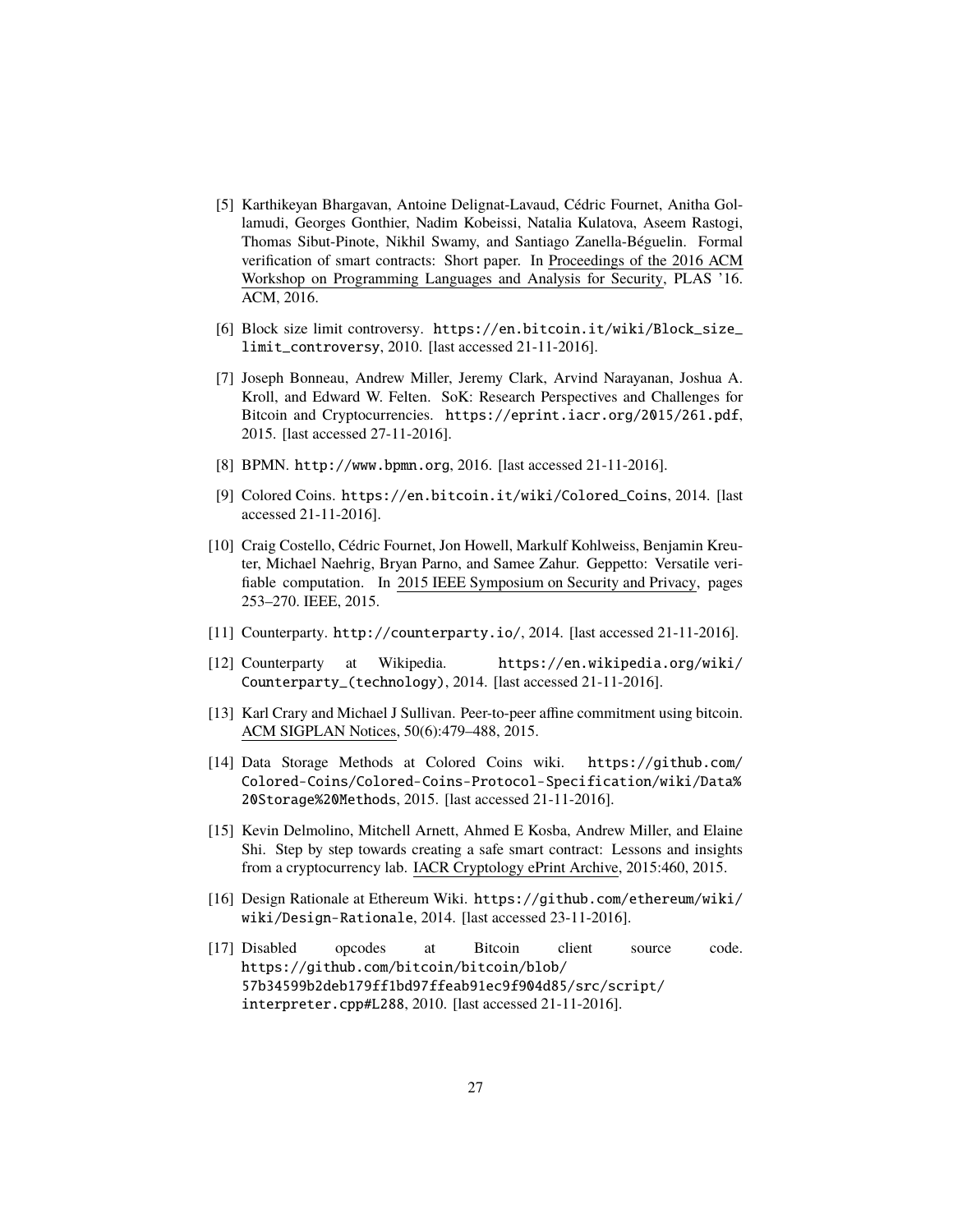[5] Karthikeyan Bhargavan, Antoine Delignat-Lavaud, Cédric Fournet, Anitha Gollamudi, Georges Gonthier, Nadim Kobeissi, Natalia Kulatova, Aseem Rastogi, Thomas Sibut-Pinote, Nikhil Swamy, and Santiago Zanella-Béguelin. Formal verification of smart contracts: Short paper. In Proceedings of the 2016 ACM Workshop on Programming Languages and Analysis for Security, PLAS '16. ACM, 2016.

[6] Block size limit controversy. https://en.bitcoin.it/wiki/Block_size_limit_controversy, 2010. [last accessed 21-11-2016].

[7] Joseph Bonneau, Andrew Miller, Jeremy Clark, Arvind Narayanan, Joshua A. Kroll, and Edward W. Felten. SoK: Research Perspectives and Challenges for Bitcoin and Cryptocurrencies. https://eprint.iacr.org/2015/261.pdf, 2015. [last accessed 27-11-2016].

[8] BPMN. http://www.bpmn.org, 2016. [last accessed 21-11-2016].

[9] Colored Coins. https://en.bitcoin.it/wiki/Colored_Coins, 2014. [last accessed 21-11-2016].

[10] Craig Costello, Cédric Fournet, Jon Howell, Markulf Kohlweiss, Benjamin Kreuter, Michael Naehrig, Bryan Parno, and Samee Zahur. Geppetto: Versatile verifiable computation. In 2015 IEEE Symposium on Security and Privacy, pages 253–270. IEEE, 2015.

[11] Counterparty. http://counterparty.io/, 2014. [last accessed 21-11-2016].

[12] Counterparty at Wikipedia. https://en.wikipedia.org/wiki/Counterparty_(technology), 2014. [last accessed 21-11-2016].

[13] Karl Crary and Michael J Sullivan. Peer-to-peer affine commitment using bitcoin. ACM SIGPLAN Notices, 50(6):479–488, 2015.

[14] Data Storage Methods at Colored Coins wiki. https://github.com/Colored-Coins/Colored-Coins-Protocol-Specification/wiki/Data%20Storage%20Methods, 2015. [last accessed 21-11-2016].

[15] Kevin Delmolino, Mitchell Arnett, Ahmed E Kosba, Andrew Miller, and Elaine Shi. Step by step towards creating a safe smart contract: Lessons and insights from a cryptocurrency lab. IACR Cryptology ePrint Archive, 2015:460, 2015.

[16] Design Rationale at Ethereum Wiki. https://github.com/ethereum/wiki/wiki/Design-Rationale, 2014. [last accessed 23-11-2016].

[17] Disabled opcodes at Bitcoin client source code. https://github.com/bitcoin/bitcoin/blob/57b34599b2deb179ff1bd97ffeab91ec9f904d85/src/script/interpreter.cpp#L288, 2010. [last accessed 21-11-2016].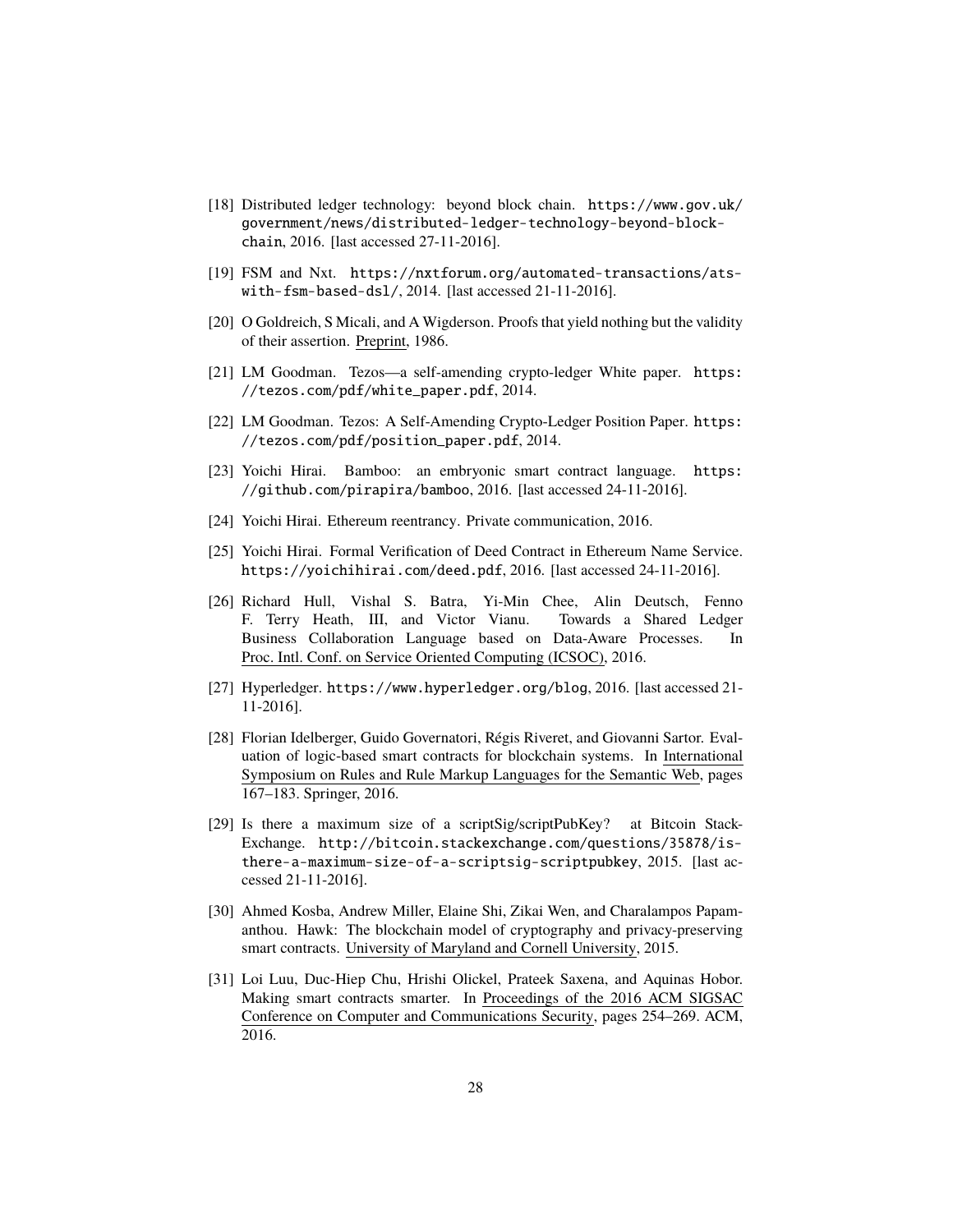[18] Distributed ledger technology: beyond block chain. https://www.gov.uk/government/news/distributed-ledger-technology-beyond-block-chain, 2016. [last accessed 27-11-2016].

[19] FSM and Nxt. https://nxtforum.org/automated-transactions/ats-with-fsm-based-dsl/, 2014. [last accessed 21-11-2016].

[20] O Goldreich, S Micali, and A Wigderson. Proofs that yield nothing but the validity of their assertion. Preprint, 1986.

[21] LM Goodman. Tezos—a self-amending crypto-ledger White paper. https://tezos.com/pdf/white_paper.pdf, 2014.

[22] LM Goodman. Tezos: A Self-Amending Crypto-Ledger Position Paper. https://tezos.com/pdf/position_paper.pdf, 2014.

[23] Yoichi Hirai. Bamboo: an embryonic smart contract language. https://github.com/pirapira/bamboo, 2016. [last accessed 24-11-2016].

[24] Yoichi Hirai. Ethereum reentrancy. Private communication, 2016.

[25] Yoichi Hirai. Formal Verification of Deed Contract in Ethereum Name Service. https://yoichihirai.com/deed.pdf, 2016. [last accessed 24-11-2016].

[26] Richard Hull, Vishal S. Batra, Yi-Min Chee, Alin Deutsch, Fenno F. Terry Heath, III, and Victor Vianu. Towards a Shared Ledger Business Collaboration Language based on Data-Aware Processes. In Proc. Intl. Conf. on Service Oriented Computing (ICSOC), 2016.

[27] Hyperledger. https://www.hyperledger.org/blog, 2016. [last accessed 21-11-2016].

[28] Florian Idelberger, Guido Governatori, Régis Riveret, and Giovanni Sartor. Evaluation of logic-based smart contracts for blockchain systems. In International Symposium on Rules and Rule Markup Languages for the Semantic Web, pages 167–183. Springer, 2016.

[29] Is there a maximum size of a scriptSig/scriptPubKey? at Bitcoin StackExchange. http://bitcoin.stackexchange.com/questions/35878/is-there-a-maximum-size-of-a-scriptsig-scriptpubkey, 2015. [last accessed 21-11-2016].

[30] Ahmed Kosba, Andrew Miller, Elaine Shi, Zikai Wen, and Charalampos Papamanthou. Hawk: The blockchain model of cryptography and privacy-preserving smart contracts. University of Maryland and Cornell University, 2015.

[31] Loi Luu, Duc-Hiep Chu, Hrishi Olickel, Prateek Saxena, and Aquinas Hobor. Making smart contracts smarter. In Proceedings of the 2016 ACM SIGSAC Conference on Computer and Communications Security, pages 254–269. ACM, 2016.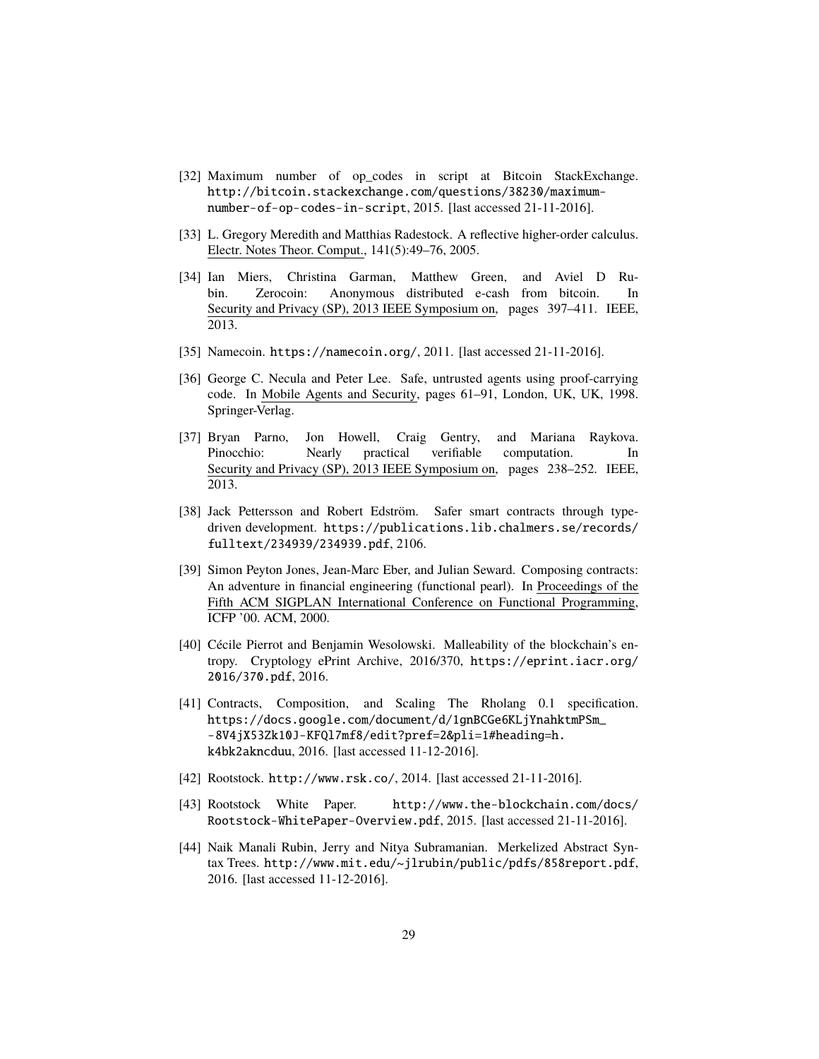[32] Maximum number of op_codes in script at Bitcoin StackExchange. http://bitcoin.stackexchange.com/questions/38230/maximum-number-of-op-codes-in-script, 2015. [last accessed 21-11-2016].

[33] L. Gregory Meredith and Matthias Radestock. A reflective higher-order calculus. Electr. Notes Theor. Comput., 141(5):49–76, 2005.

[34] Ian Miers, Christina Garman, Matthew Green, and Aviel D Rubin. Zerocoin: Anonymous distributed e-cash from bitcoin. In Security and Privacy (SP), 2013 IEEE Symposium on, pages 397–411. IEEE, 2013.

[35] Namecoin. https://namecoin.org/, 2011. [last accessed 21-11-2016].

[36] George C. Necula and Peter Lee. Safe, untrusted agents using proof-carrying code. In Mobile Agents and Security, pages 61–91, London, UK, UK, 1998. Springer-Verlag.

[37] Bryan Parno, Jon Howell, Craig Gentry, and Mariana Raykova. Pinocchio: Nearly practical verifiable computation. In Security and Privacy (SP), 2013 IEEE Symposium on, pages 238–252. IEEE, 2013.

[38] Jack Pettersson and Robert Edström. Safer smart contracts through type-driven development. https://publications.lib.chalmers.se/records/fulltext/234939/234939.pdf, 2106.

[39] Simon Peyton Jones, Jean-Marc Eber, and Julian Seward. Composing contracts: An adventure in financial engineering (functional pearl). In Proceedings of the Fifth ACM SIGPLAN International Conference on Functional Programming, ICFP '00. ACM, 2000.

[40] Cécile Pierrot and Benjamin Wesolowski. Malleability of the blockchain's entropy. Cryptology ePrint Archive, 2016/370, https://eprint.iacr.org/2016/370.pdf, 2016.

[41] Contracts, Composition, and Scaling The Rholang 0.1 specification. https://docs.google.com/document/d/1gnBCGe6KLjYnahktmPSm_-8V4jX53Zk10J-KFQl7mf8/edit?pref=2&pli=1#heading=h.k4bk2akncduu, 2016. [last accessed 11-12-2016].

[42] Rootstock. http://www.rsk.co/, 2014. [last accessed 21-11-2016].

[43] Rootstock White Paper. http://www.the-blockchain.com/docs/Rootstock-WhitePaper-Overview.pdf, 2015. [last accessed 21-11-2016].

[44] Naik Manali Rubin, Jerry and Nitya Subramanian. Merkelized Abstract Syntax Trees. http://www.mit.edu/~jlrubin/public/pdfs/858report.pdf, 2016. [last accessed 11-12-2016].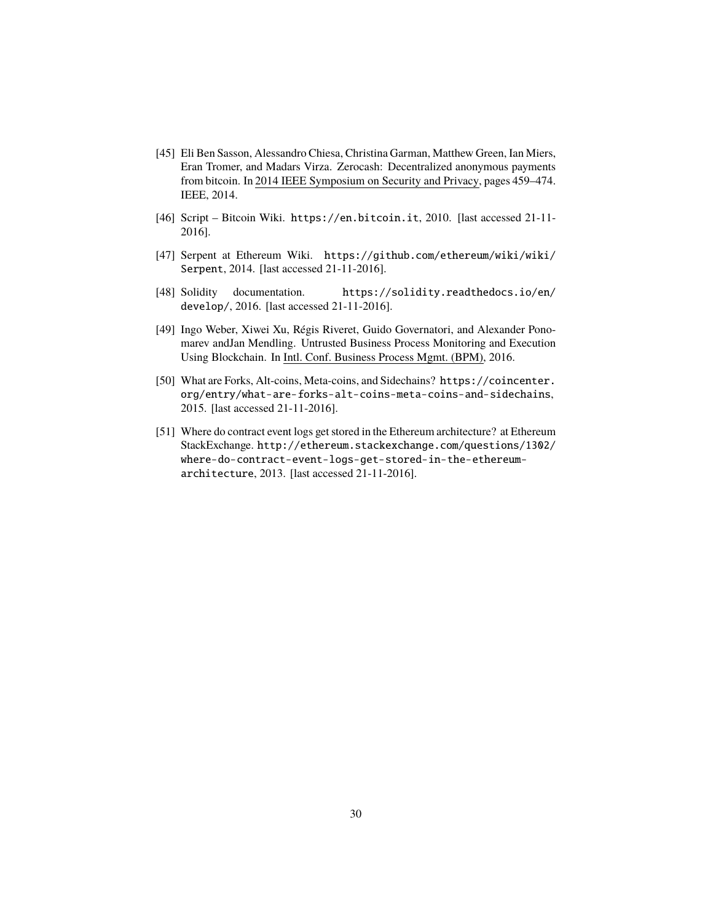[45] Eli Ben Sasson, Alessandro Chiesa, Christina Garman, Matthew Green, Ian Miers, Eran Tromer, and Madars Virza. Zerocash: Decentralized anonymous payments from bitcoin. In 2014 IEEE Symposium on Security and Privacy, pages 459–474. IEEE, 2014.

[46] Script – Bitcoin Wiki. `https://en.bitcoin.it`, 2010. [last accessed 21-11-2016].

[47] Serpent at Ethereum Wiki. `https://github.com/ethereum/wiki/wiki/Serpent`, 2014. [last accessed 21-11-2016].

[48] Solidity documentation. `https://solidity.readthedocs.io/en/develop/`, 2016. [last accessed 21-11-2016].

[49] Ingo Weber, Xiwei Xu, Régis Riveret, Guido Governatori, and Alexander Ponomarev andJan Mendling. Untrusted Business Process Monitoring and Execution Using Blockchain. In Intl. Conf. Business Process Mgmt. (BPM), 2016.

[50] What are Forks, Alt-coins, Meta-coins, and Sidechains? `https://coincenter.org/entry/what-are-forks-alt-coins-meta-coins-and-sidechains`, 2015. [last accessed 21-11-2016].

[51] Where do contract event logs get stored in the Ethereum architecture? at Ethereum StackExchange. `http://ethereum.stackexchange.com/questions/1302/where-do-contract-event-logs-get-stored-in-the-ethereum-architecture`, 2013. [last accessed 21-11-2016].